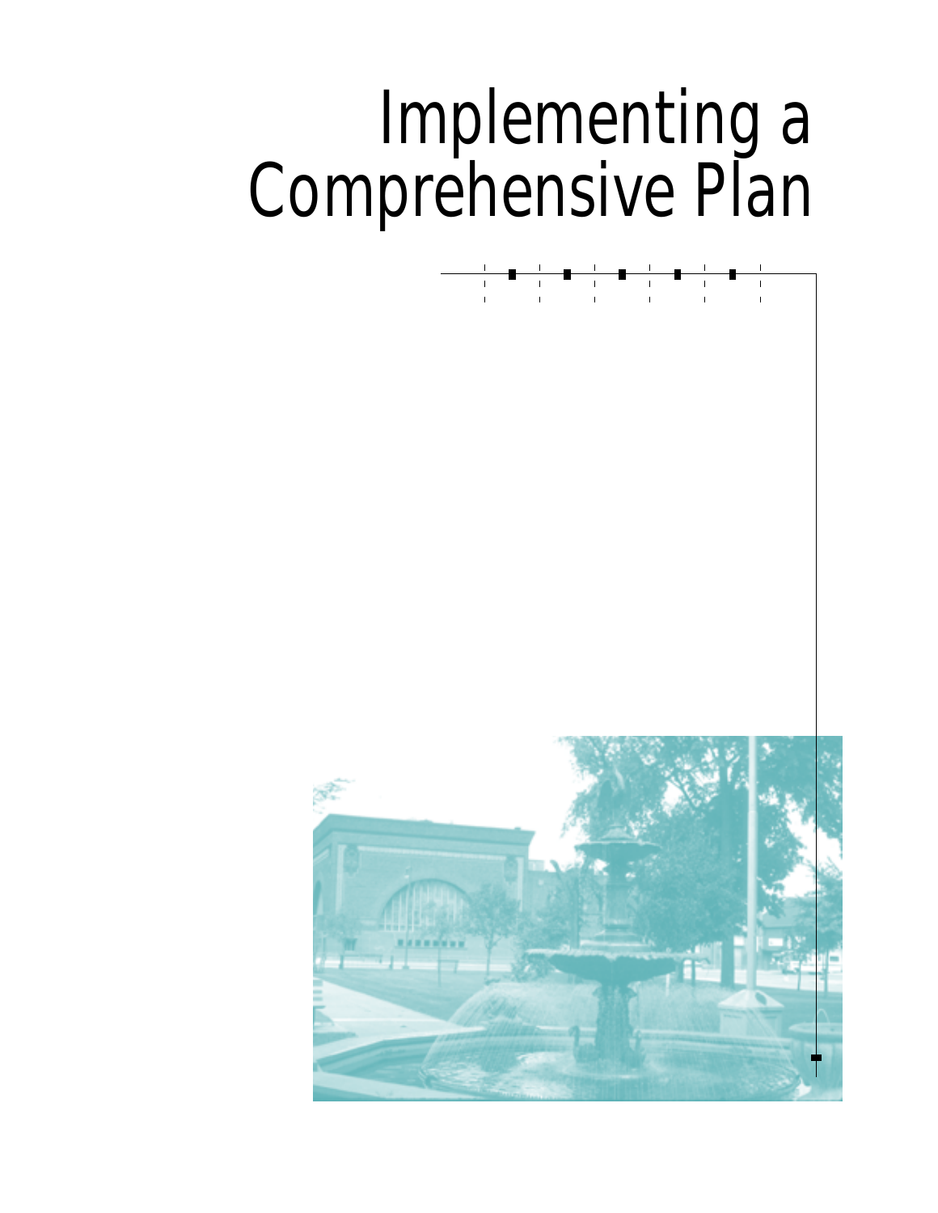# Implementing a Comprehensive Plan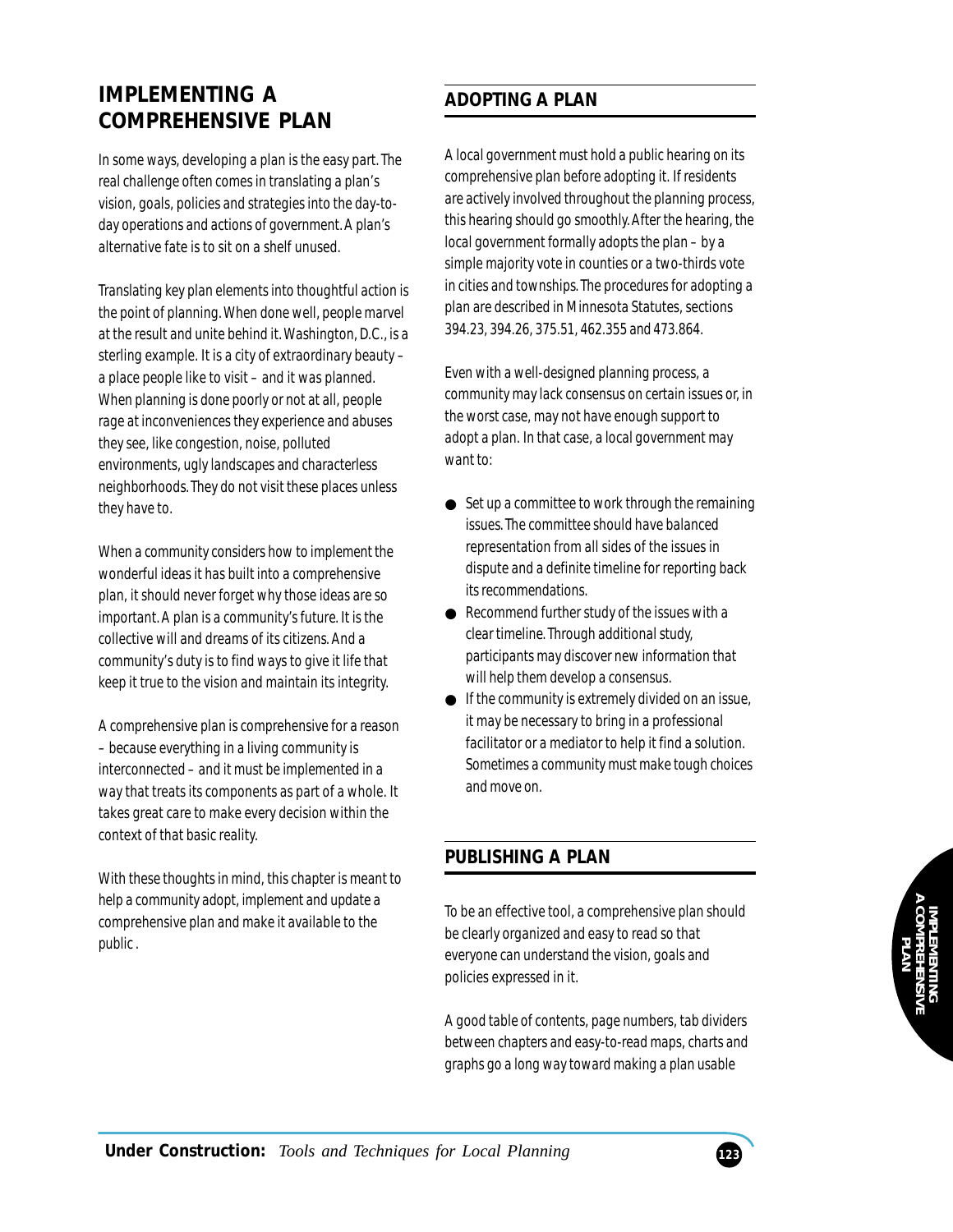# IMPLEMENTING A COMPREHENSIVE PLAN

In some ways, developing a plan is the easy part. The real challenge often comes in translating a plan's vision, goals, policies and strategies into the day-to-day operations and actions of government. A plan's alternative fate is to sit on a shelf unused.

Translating key plan elements into thoughtful action is the point of planning. When done well, people marvel at the result and unite behind it. Washington, D.C., is a sterling example. It is a city of extraordinary beauty – a place people like to visit – and it was planned. When planning is done poorly or not at all, people rage at inconveniences they experience and abuses they see, like congestion, noise, polluted environments, ugly landscapes and characterless neighborhoods. They do not visit these places unless they have to.

When a community considers how to implement the wonderful ideas it has built into a comprehensive plan, it should never forget why those ideas are so important. A plan is a community's future. It is the collective will and dreams of its citizens. And a community's duty is to find ways to give it life that keep it true to the vision and maintain its integrity.

A comprehensive plan is comprehensive for a reason – because everything in a living community is interconnected – and it must be implemented in a way that treats its components as part of a whole. It takes great care to make every decision within the context of that basic reality.

With these thoughts in mind, this chapter is meant to help a community adopt, implement and update a comprehensive plan and make it available to the public .

## ADOPTING A PLAN

A local government must hold a public hearing on its comprehensive plan before adopting it. If residents are actively involved throughout the planning process, this hearing should go smoothly. After the hearing, the local government formally adopts the plan – by a simple majority vote in counties or a two-thirds vote in cities and townships. The procedures for adopting a plan are described in Minnesota Statutes, sections 394.23, 394.26, 375.51, 462.355 and 473.864.

Even with a well-designed planning process, a community may lack consensus on certain issues or, in the worst case, may not have enough support to adopt a plan. In that case, a local government may want to:

- Set up a committee to work through the remaining issues. The committee should have balanced representation from all sides of the issues in dispute and a definite timeline for reporting back its recommendations.
- Recommend further study of the issues with a clear timeline. Through additional study, participants may discover new information that will help them develop a consensus.
- If the community is extremely divided on an issue, it may be necessary to bring in a professional facilitator or a mediator to help it find a solution. Sometimes a community must make tough choices and move on.

## PUBLISHING A PLAN

To be an effective tool, a comprehensive plan should be clearly organized and easy to read so that everyone can understand the vision, goals and policies expressed in it.

A good table of contents, page numbers, tab dividers between chapters and easy-to-read maps, charts and graphs go a long way toward making a plan usable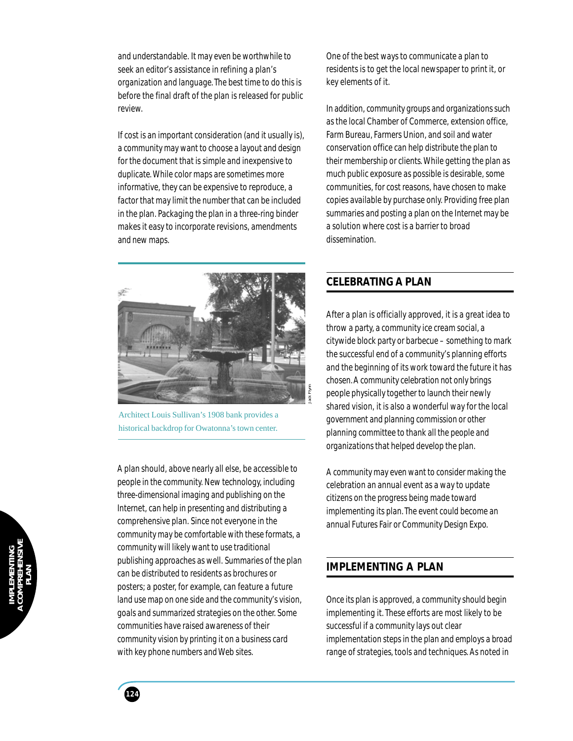and understandable. It may even be worthwhile to seek an editor's assistance in refining a plan's organization and language. The best time to do this is before the final draft of the plan is released for public review.

If cost is an important consideration (and it usually is), a community may want to choose a layout and design for the document that is simple and inexpensive to duplicate. While color maps are sometimes more informative, they can be expensive to reproduce, a factor that may limit the number that can be included in the plan. Packaging the plan in a three-ring binder makes it easy to incorporate revisions, amendments and new maps.

Architect Louis Sullivan's 1908 bank provides a historical backdrop for Owatonna's town center.

A plan should, above nearly all else, be accessible to people in the community. New technology, including three-dimensional imaging and publishing on the Internet, can help in presenting and distributing a comprehensive plan. Since not everyone in the community may be comfortable with these formats, a community will likely want to use traditional publishing approaches as well. Summaries of the plan can be distributed to residents as brochures or posters; a poster, for example, can feature a future land use map on one side and the community's vision, goals and summarized strategies on the other. Some communities have raised awareness of their community vision by printing it on a business card with key phone numbers and Web sites.

One of the best ways to communicate a plan to residents is to get the local newspaper to print it, or key elements of it.

In addition, community groups and organizations such as the local Chamber of Commerce, extension office, Farm Bureau, Farmers Union, and soil and water conservation office can help distribute the plan to their membership or clients. While getting the plan as much public exposure as possible is desirable, some communities, for cost reasons, have chosen to make copies available by purchase only. Providing free plan summaries and posting a plan on the Internet may be a solution where cost is a barrier to broad dissemination.

## CELEBRATING A PLAN

After a plan is officially approved, it is a great idea to throw a party, a community ice cream social, a citywide block party or barbecue – something to mark the successful end of a community's planning efforts and the beginning of its work toward the future it has chosen. A community celebration not only brings people physically together to launch their newly shared vision, it is also a wonderful way for the local government and planning commission or other planning committee to thank all the people and organizations that helped develop the plan.

A community may even want to consider making the celebration an annual event as a way to update citizens on the progress being made toward implementing its plan. The event could become an annual Futures Fair or Community Design Expo.

## IMPLEMENTING A PLAN

Once its plan is approved, a community should begin implementing it. These efforts are most likely to be successful if a community lays out clear implementation steps in the plan and employs a broad range of strategies, tools and techniques. As noted in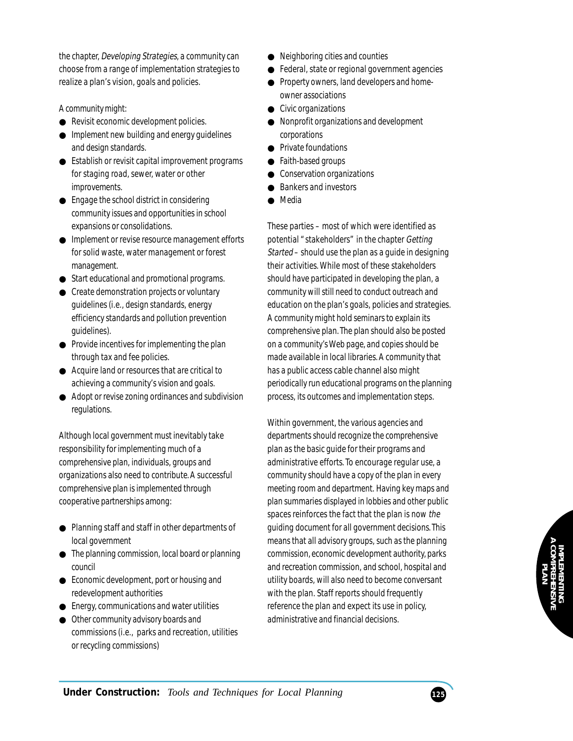the chapter, *Developing Strategies*, a community can choose from a range of implementation strategies to realize a plan's vision, goals and policies.

A community might:

- Revisit economic development policies.
- Implement new building and energy guidelines and design standards.
- Establish or revisit capital improvement programs for staging road, sewer, water or other improvements.
- Engage the school district in considering community issues and opportunities in school expansions or consolidations.
- Implement or revise resource management efforts for solid waste, water management or forest management.
- Start educational and promotional programs.
- Create demonstration projects or voluntary guidelines (i.e., design standards, energy efficiency standards and pollution prevention guidelines).
- Provide incentives for implementing the plan through tax and fee policies.
- Acquire land or resources that are critical to achieving a community's vision and goals.
- Adopt or revise zoning ordinances and subdivision regulations.

Although local government must inevitably take responsibility for implementing much of a comprehensive plan, individuals, groups and organizations also need to contribute. A successful comprehensive plan is implemented through cooperative partnerships among:

- Planning staff and staff in other departments of local government
- The planning commission, local board or planning council
- Economic development, port or housing and redevelopment authorities
- Energy, communications and water utilities
- Other community advisory boards and commissions (i.e., parks and recreation, utilities or recycling commissions)
- Neighboring cities and counties
- Federal, state or regional government agencies
- Property owners, land developers and home-owner associations
- Civic organizations
- Nonprofit organizations and development corporations
- Private foundations
- Faith-based groups
- Conservation organizations
- Bankers and investors
- Media

These parties – most of which were identified as potential "stakeholders" in the chapter *Getting Started* – should use the plan as a guide in designing their activities. While most of these stakeholders should have participated in developing the plan, a community will still need to conduct outreach and education on the plan's goals, policies and strategies. A community might hold seminars to explain its comprehensive plan. The plan should also be posted on a community's Web page, and copies should be made available in local libraries. A community that has a public access cable channel also might periodically run educational programs on the planning process, its outcomes and implementation steps.

Within government, the various agencies and departments should recognize the comprehensive plan as the basic guide for their programs and administrative efforts. To encourage regular use, a community should have a copy of the plan in every meeting room and department. Having key maps and plan summaries displayed in lobbies and other public spaces reinforces the fact that the plan is now *the* guiding document for all government decisions. This means that all advisory groups, such as the planning commission, economic development authority, parks and recreation commission, and school, hospital and utility boards, will also need to become conversant with the plan. Staff reports should frequently reference the plan and expect its use in policy, administrative and financial decisions.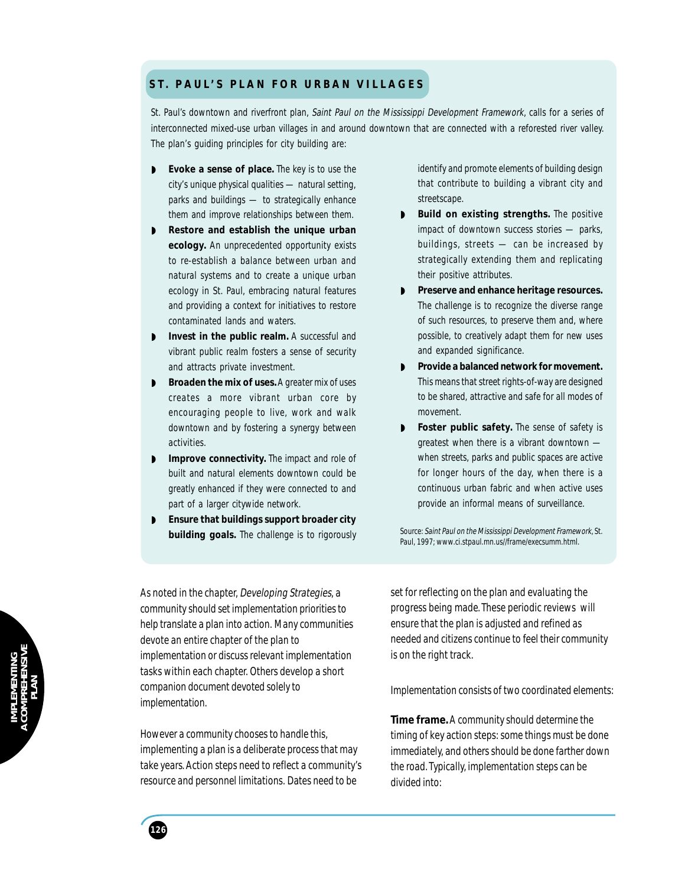## ST. PAUL'S PLAN FOR URBAN VILLAGES

St. Paul's downtown and riverfront plan, *Saint Paul on the Mississippi Development Framework*, calls for a series of interconnected mixed-use urban villages in and around downtown that are connected with a reforested river valley. The plan's guiding principles for city building are:

- **Evoke a sense of place.** The key is to use the city's unique physical qualities — natural setting, parks and buildings — to strategically enhance them and improve relationships between them.
- **Restore and establish the unique urban ecology.** An unprecedented opportunity exists to re-establish a balance between urban and natural systems and to create a unique urban ecology in St. Paul, embracing natural features and providing a context for initiatives to restore contaminated lands and waters.
- **Invest in the public realm.** A successful and vibrant public realm fosters a sense of security and attracts private investment.
- **Broaden the mix of uses.** A greater mix of uses creates a more vibrant urban core by encouraging people to live, work and walk downtown and by fostering a synergy between activities.
- **Improve connectivity.** The impact and role of built and natural elements downtown could be greatly enhanced if they were connected to and part of a larger citywide network.
- **Ensure that buildings support broader city building goals.** The challenge is to rigorously identify and promote elements of building design that contribute to building a vibrant city and streetscape.
- **Build on existing strengths.** The positive impact of downtown success stories — parks, buildings, streets — can be increased by strategically extending them and replicating their positive attributes.
- **Preserve and enhance heritage resources.** The challenge is to recognize the diverse range of such resources, to preserve them and, where possible, to creatively adapt them for new uses and expanded significance.
- **Provide a balanced network for movement.** This means that street rights-of-way are designed to be shared, attractive and safe for all modes of movement.
- **Foster public safety.** The sense of safety is greatest when there is a vibrant downtown — when streets, parks and public spaces are active for longer hours of the day, when there is a continuous urban fabric and when active uses provide an informal means of surveillance.

Source: *Saint Paul on the Mississippi Development Framework*, St. Paul, 1997; www.ci.stpaul.mn.us//frame/execsumm.html.

As noted in the chapter, *Developing Strategies*, a community should set implementation priorities to help translate a plan into action. Many communities devote an entire chapter of the plan to implementation or discuss relevant implementation tasks within each chapter. Others develop a short companion document devoted solely to implementation.

However a community chooses to handle this, implementing a plan is a deliberate process that may take years. Action steps need to reflect a community's resource and personnel limitations. Dates need to be set for reflecting on the plan and evaluating the progress being made. These periodic reviews will ensure that the plan is adjusted and refined as needed and citizens continue to feel their community is on the right track.

Implementation consists of two coordinated elements:

**Time frame.** A community should determine the timing of key action steps: some things must be done immediately, and others should be done farther down the road. Typically, implementation steps can be divided into: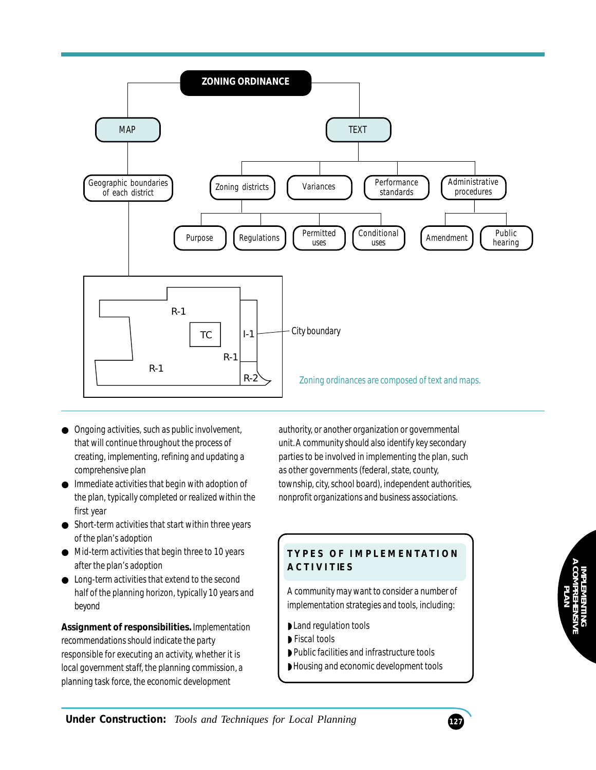ZONING ORDINANCE

- MAP
  - Geographic boundaries of each district
- TEXT
  - Zoning districts
    - Purpose
    - Regulations
    - Permitted uses
    - Conditional uses
  - Variances
  - Performance standards
  - Administrative procedures
    - Amendment
    - Public hearing

R-1, TC, I-1, R-1, R-1, R-2 — City boundary

Zoning ordinances are composed of text and maps.

- Ongoing activities, such as public involvement, that will continue throughout the process of creating, implementing, refining and updating a comprehensive plan
- Immediate activities that begin with adoption of the plan, typically completed or realized within the first year
- Short-term activities that start within three years of the plan's adoption
- Mid-term activities that begin three to 10 years after the plan's adoption
- Long-term activities that extend to the second half of the planning horizon, typically 10 years and beyond

**Assignment of responsibilities.** Implementation recommendations should indicate the party responsible for executing an activity, whether it is local government staff, the planning commission, a planning task force, the economic development authority, or another organization or governmental unit. A community should also identify key secondary parties to be involved in implementing the plan, such as other governments (federal, state, county, township, city, school board), independent authorities, nonprofit organizations and business associations.

### TYPES OF IMPLEMENTATION ACTIVITIES

A community may want to consider a number of implementation strategies and tools, including:

- Land regulation tools
- Fiscal tools
- Public facilities and infrastructure tools
- Housing and economic development tools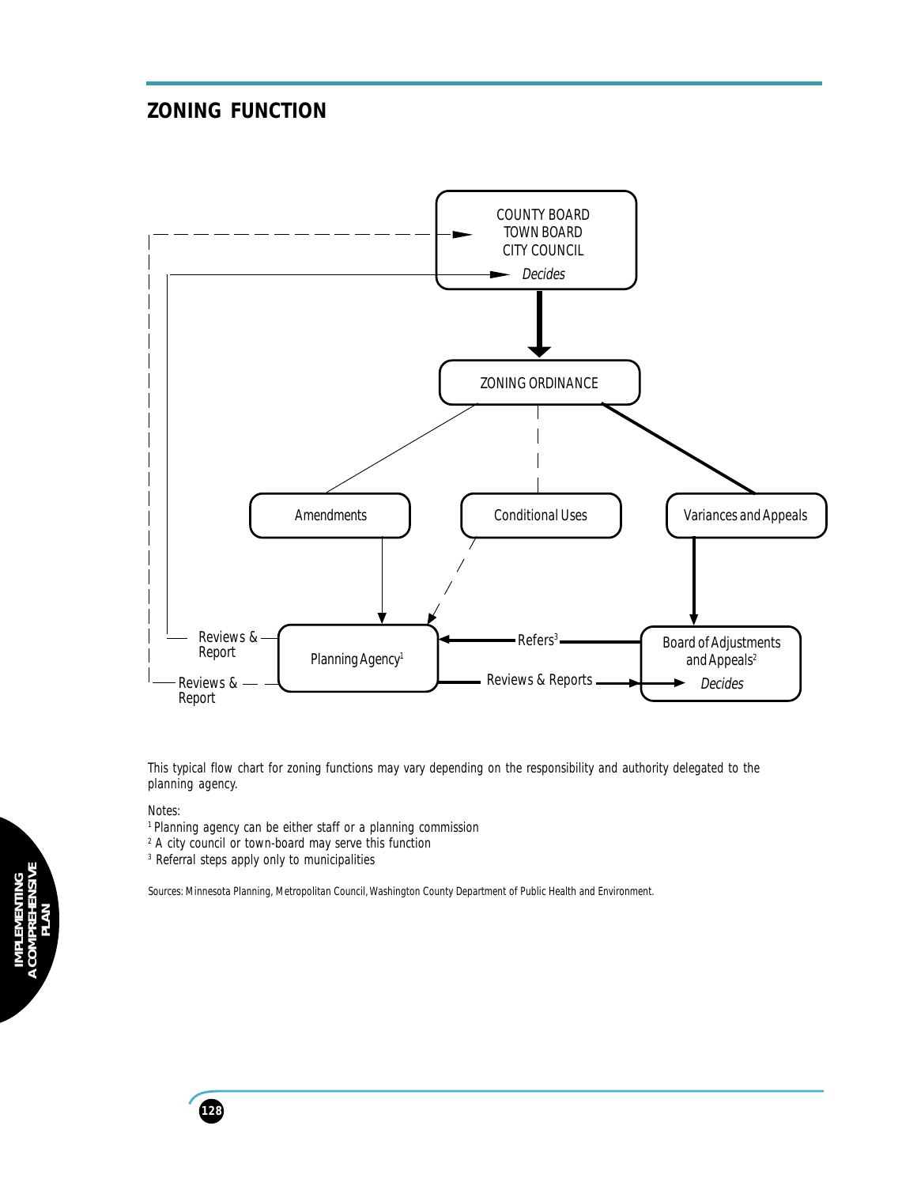## ZONING FUNCTION

COUNTY BOARD
TOWN BOARD
CITY COUNCIL
*Decides*

ZONING ORDINANCE

Amendments

Conditional Uses

Variances and Appeals

Reviews & Report

Reviews & Report

Planning Agency[1]

Refers[3]

Reviews & Reports

Board of Adjustments and Appeals[2]
*Decides*

This typical flow chart for zoning functions may vary depending on the responsibility and authority delegated to the planning agency.

Notes:

[1] Planning agency can be either staff or a planning commission
[2] A city council or town-board may serve this function
[3] Referral steps apply only to municipalities

Sources: Minnesota Planning, Metropolitan Council, Washington County Department of Public Health and Environment.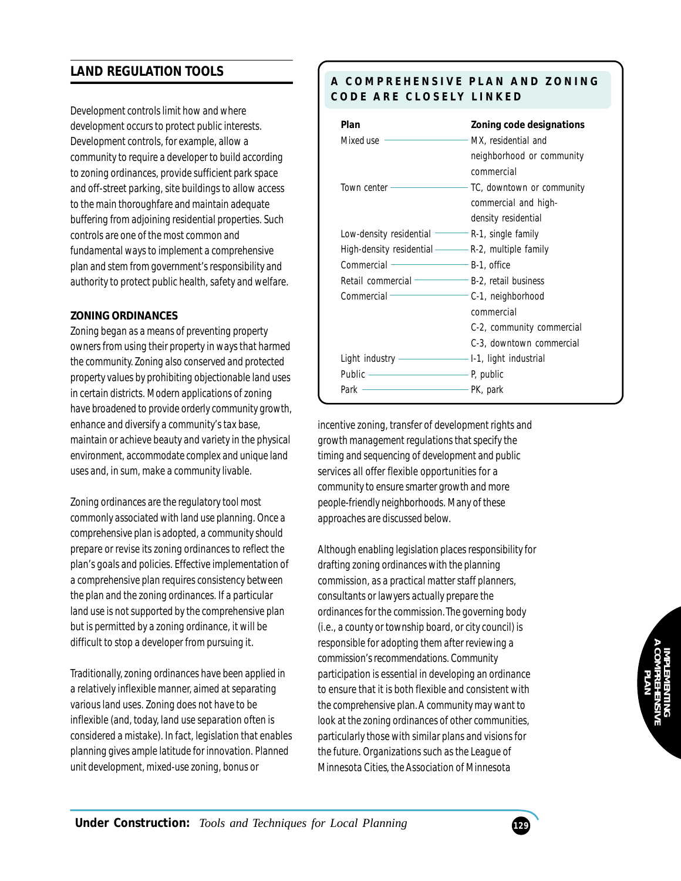## LAND REGULATION TOOLS

Development controls limit how and where development occurs to protect public interests. Development controls, for example, allow a community to require a developer to build according to zoning ordinances, provide sufficient park space and off-street parking, site buildings to allow access to the main thoroughfare and maintain adequate buffering from adjoining residential properties. Such controls are one of the most common and fundamental ways to implement a comprehensive plan and stem from government's responsibility and authority to protect public health, safety and welfare.

### ZONING ORDINANCES

Zoning began as a means of preventing property owners from using their property in ways that harmed the community. Zoning also conserved and protected property values by prohibiting objectionable land uses in certain districts. Modern applications of zoning have broadened to provide orderly community growth, enhance and diversify a community's tax base, maintain or achieve beauty and variety in the physical environment, accommodate complex and unique land uses and, in sum, make a community livable.

Zoning ordinances are the regulatory tool most commonly associated with land use planning. Once a comprehensive plan is adopted, a community should prepare or revise its zoning ordinances to reflect the plan's goals and policies. Effective implementation of a comprehensive plan requires consistency between the plan and the zoning ordinances. If a particular land use is not supported by the comprehensive plan but is permitted by a zoning ordinance, it will be difficult to stop a developer from pursuing it.

Traditionally, zoning ordinances have been applied in a relatively inflexible manner, aimed at separating various land uses. Zoning does not have to be inflexible (and, today, land use separation often is considered a mistake). In fact, legislation that enables planning gives ample latitude for innovation. Planned unit development, mixed-use zoning, bonus or incentive zoning, transfer of development rights and growth management regulations that specify the timing and sequencing of development and public services all offer flexible opportunities for a community to ensure smarter growth and more people-friendly neighborhoods. Many of these approaches are discussed below.

Although enabling legislation places responsibility for drafting zoning ordinances with the planning commission, as a practical matter staff planners, consultants or lawyers actually prepare the ordinances for the commission. The governing body (i.e., a county or township board, or city council) is responsible for adopting them after reviewing a commission's recommendations. Community participation is essential in developing an ordinance to ensure that it is both flexible and consistent with the comprehensive plan. A community may want to look at the zoning ordinances of other communities, particularly those with similar plans and visions for the future. Organizations such as the League of Minnesota Cities, the Association of Minnesota

**A COMPREHENSIVE PLAN AND ZONING CODE ARE CLOSELY LINKED**

| Plan | Zoning code designations |
|---|---|
| Mixed use | MX, residential and neighborhood or community commercial |
| Town center | TC, downtown or community commercial and high-density residential |
| Low-density residential | R-1, single family |
| High-density residential | R-2, multiple family |
| Commercial | B-1, office |
| Retail commercial | B-2, retail business |
| Commercial | C-1, neighborhood commercial<br>C-2, community commercial<br>C-3, downtown commercial |
| Light industry | I-1, light industrial |
| Public | P, public |
| Park | PK, park |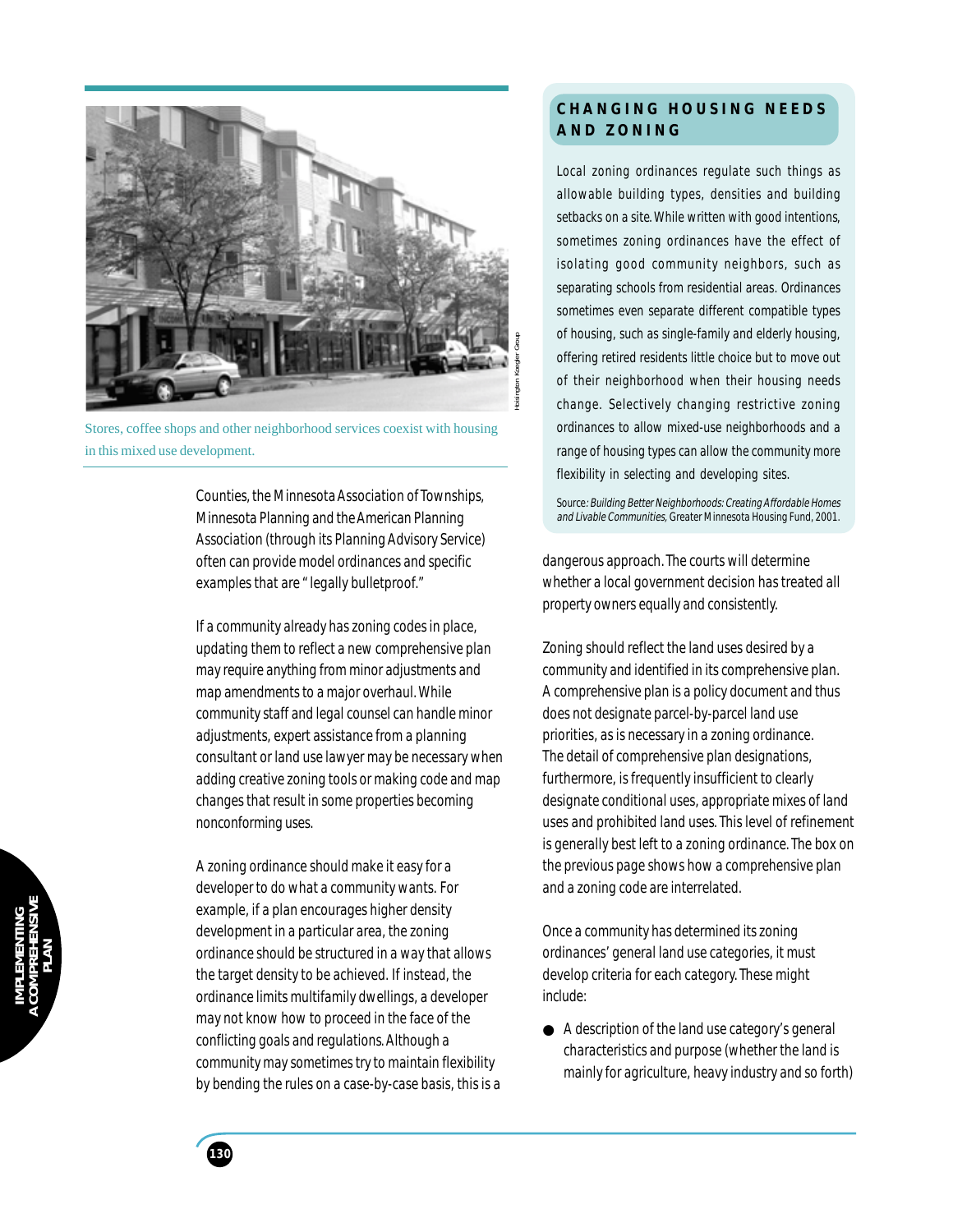Stores, coffee shops and other neighborhood services coexist with housing in this mixed use development.

Counties, the Minnesota Association of Townships, Minnesota Planning and the American Planning Association (through its Planning Advisory Service) often can provide model ordinances and specific examples that are "legally bulletproof."

If a community already has zoning codes in place, updating them to reflect a new comprehensive plan may require anything from minor adjustments and map amendments to a major overhaul. While community staff and legal counsel can handle minor adjustments, expert assistance from a planning consultant or land use lawyer may be necessary when adding creative zoning tools or making code and map changes that result in some properties becoming nonconforming uses.

A zoning ordinance should make it easy for a developer to do what a community wants. For example, if a plan encourages higher density development in a particular area, the zoning ordinance should be structured in a way that allows the target density to be achieved. If instead, the ordinance limits multifamily dwellings, a developer may not know how to proceed in the face of the conflicting goals and regulations. Although a community may sometimes try to maintain flexibility by bending the rules on a case-by-case basis, this is a dangerous approach. The courts will determine whether a local government decision has treated all property owners equally and consistently.

## CHANGING HOUSING NEEDS AND ZONING

Local zoning ordinances regulate such things as allowable building types, densities and building setbacks on a site. While written with good intentions, sometimes zoning ordinances have the effect of isolating good community neighbors, such as separating schools from residential areas. Ordinances sometimes even separate different compatible types of housing, such as single-family and elderly housing, offering retired residents little choice but to move out of their neighborhood when their housing needs change. Selectively changing restrictive zoning ordinances to allow mixed-use neighborhoods and a range of housing types can allow the community more flexibility in selecting and developing sites.

Source: *Building Better Neighborhoods: Creating Affordable Homes and Livable Communities,* Greater Minnesota Housing Fund, 2001.

Zoning should reflect the land uses desired by a community and identified in its comprehensive plan. A comprehensive plan is a policy document and thus does not designate parcel-by-parcel land use priorities, as is necessary in a zoning ordinance. The detail of comprehensive plan designations, furthermore, is frequently insufficient to clearly designate conditional uses, appropriate mixes of land uses and prohibited land uses. This level of refinement is generally best left to a zoning ordinance. The box on the previous page shows how a comprehensive plan and a zoning code are interrelated.

Once a community has determined its zoning ordinances' general land use categories, it must develop criteria for each category. These might include:

- A description of the land use category's general characteristics and purpose (whether the land is mainly for agriculture, heavy industry and so forth)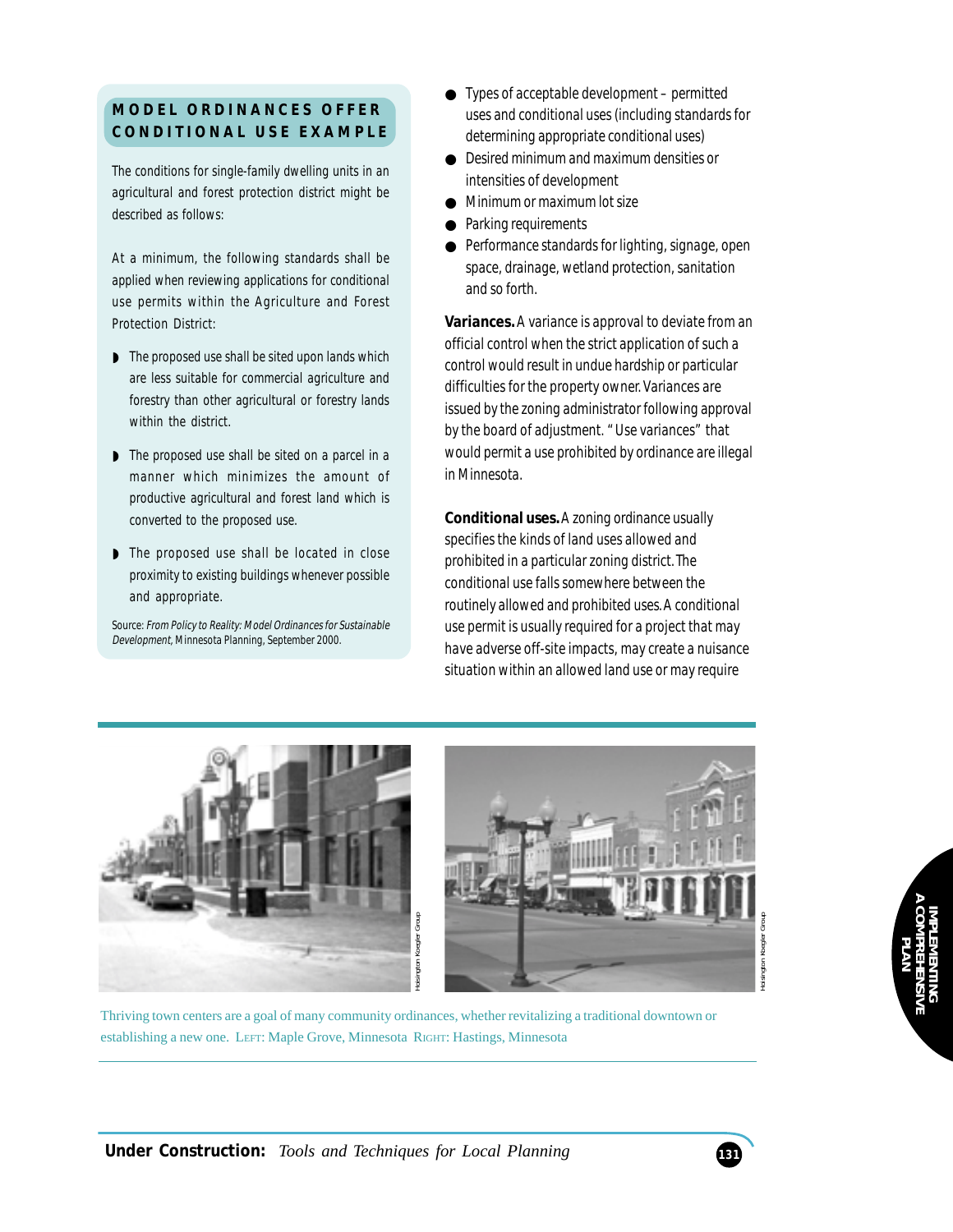## MODEL ORDINANCES OFFER CONDITIONAL USE EXAMPLE

The conditions for single-family dwelling units in an agricultural and forest protection district might be described as follows:

At a minimum, the following standards shall be applied when reviewing applications for conditional use permits within the Agriculture and Forest Protection District:

- The proposed use shall be sited upon lands which are less suitable for commercial agriculture and forestry than other agricultural or forestry lands within the district.
- The proposed use shall be sited on a parcel in a manner which minimizes the amount of productive agricultural and forest land which is converted to the proposed use.
- The proposed use shall be located in close proximity to existing buildings whenever possible and appropriate.

Source: *From Policy to Reality: Model Ordinances for Sustainable Development*, Minnesota Planning, September 2000.

- Types of acceptable development – permitted uses and conditional uses (including standards for determining appropriate conditional uses)
- Desired minimum and maximum densities or intensities of development
- Minimum or maximum lot size
- Parking requirements
- Performance standards for lighting, signage, open space, drainage, wetland protection, sanitation and so forth.

**Variances.** A variance is approval to deviate from an official control when the strict application of such a control would result in undue hardship or particular difficulties for the property owner. Variances are issued by the zoning administrator following approval by the board of adjustment. "Use variances" that would permit a use prohibited by ordinance are illegal in Minnesota.

**Conditional uses.** A zoning ordinance usually specifies the kinds of land uses allowed and prohibited in a particular zoning district. The conditional use falls somewhere between the routinely allowed and prohibited uses. A conditional use permit is usually required for a project that may have adverse off-site impacts, may create a nuisance situation within an allowed land use or may require

Hoisington Koegler Group

Hoisington Koegler Group

Thriving town centers are a goal of many community ordinances, whether revitalizing a traditional downtown or establishing a new one. LEFT: Maple Grove, Minnesota RIGHT: Hastings, Minnesota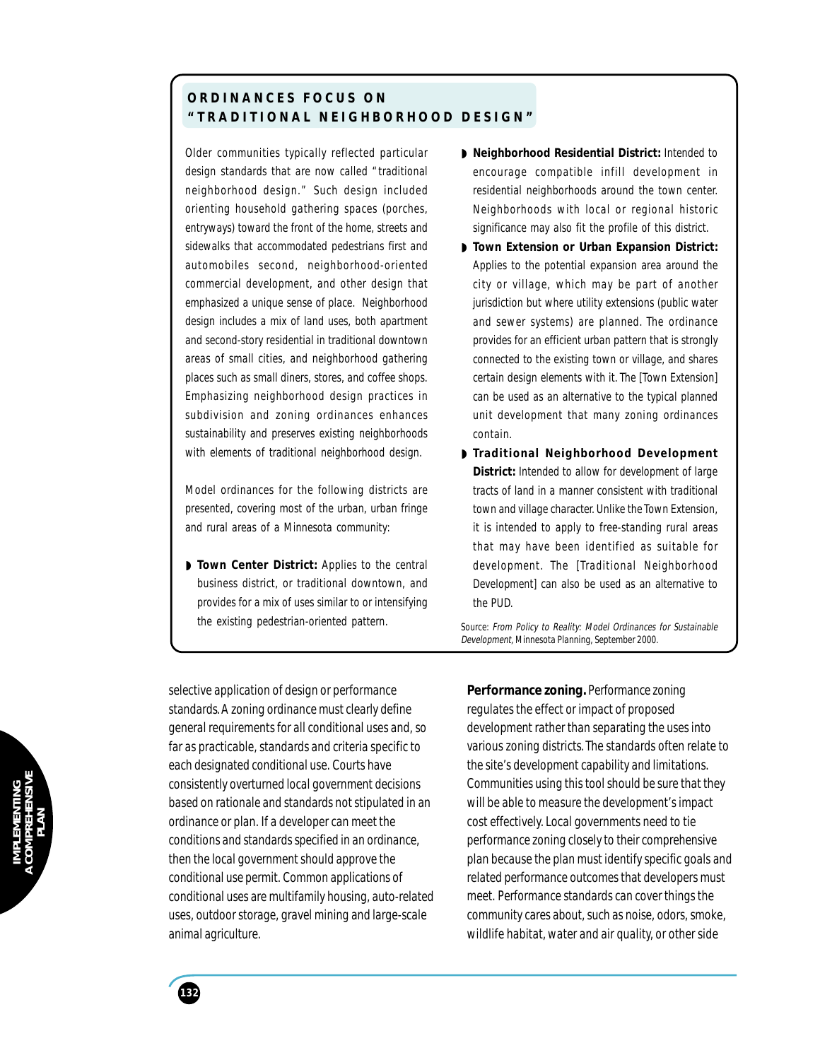## ORDINANCES FOCUS ON "TRADITIONAL NEIGHBORHOOD DESIGN"

Older communities typically reflected particular design standards that are now called "traditional neighborhood design." Such design included orienting household gathering spaces (porches, entryways) toward the front of the home, streets and sidewalks that accommodated pedestrians first and automobiles second, neighborhood-oriented commercial development, and other design that emphasized a unique sense of place. Neighborhood design includes a mix of land uses, both apartment and second-story residential in traditional downtown areas of small cities, and neighborhood gathering places such as small diners, stores, and coffee shops. Emphasizing neighborhood design practices in subdivision and zoning ordinances enhances sustainability and preserves existing neighborhoods with elements of traditional neighborhood design.

Model ordinances for the following districts are presented, covering most of the urban, urban fringe and rural areas of a Minnesota community:

- **Town Center District:** Applies to the central business district, or traditional downtown, and provides for a mix of uses similar to or intensifying the existing pedestrian-oriented pattern.
- **Neighborhood Residential District:** Intended to encourage compatible infill development in residential neighborhoods around the town center. Neighborhoods with local or regional historic significance may also fit the profile of this district.
- **Town Extension or Urban Expansion District:** Applies to the potential expansion area around the city or village, which may be part of another jurisdiction but where utility extensions (public water and sewer systems) are planned. The ordinance provides for an efficient urban pattern that is strongly connected to the existing town or village, and shares certain design elements with it. The [Town Extension] can be used as an alternative to the typical planned unit development that many zoning ordinances contain.
- **Traditional Neighborhood Development District:** Intended to allow for development of large tracts of land in a manner consistent with traditional town and village character. Unlike the Town Extension, it is intended to apply to free-standing rural areas that may have been identified as suitable for development. The [Traditional Neighborhood Development] can also be used as an alternative to the PUD.

Source: *From Policy to Reality: Model Ordinances for Sustainable Development*, Minnesota Planning, September 2000.

selective application of design or performance standards. A zoning ordinance must clearly define general requirements for all conditional uses and, so far as practicable, standards and criteria specific to each designated conditional use. Courts have consistently overturned local government decisions based on rationale and standards not stipulated in an ordinance or plan. If a developer can meet the conditions and standards specified in an ordinance, then the local government should approve the conditional use permit. Common applications of conditional uses are multifamily housing, auto-related uses, outdoor storage, gravel mining and large-scale animal agriculture.

**Performance zoning.** Performance zoning regulates the effect or impact of proposed development rather than separating the uses into various zoning districts. The standards often relate to the site's development capability and limitations. Communities using this tool should be sure that they will be able to measure the development's impact cost effectively. Local governments need to tie performance zoning closely to their comprehensive plan because the plan must identify specific goals and related performance outcomes that developers must meet. Performance standards can cover things the community cares about, such as noise, odors, smoke, wildlife habitat, water and air quality, or other side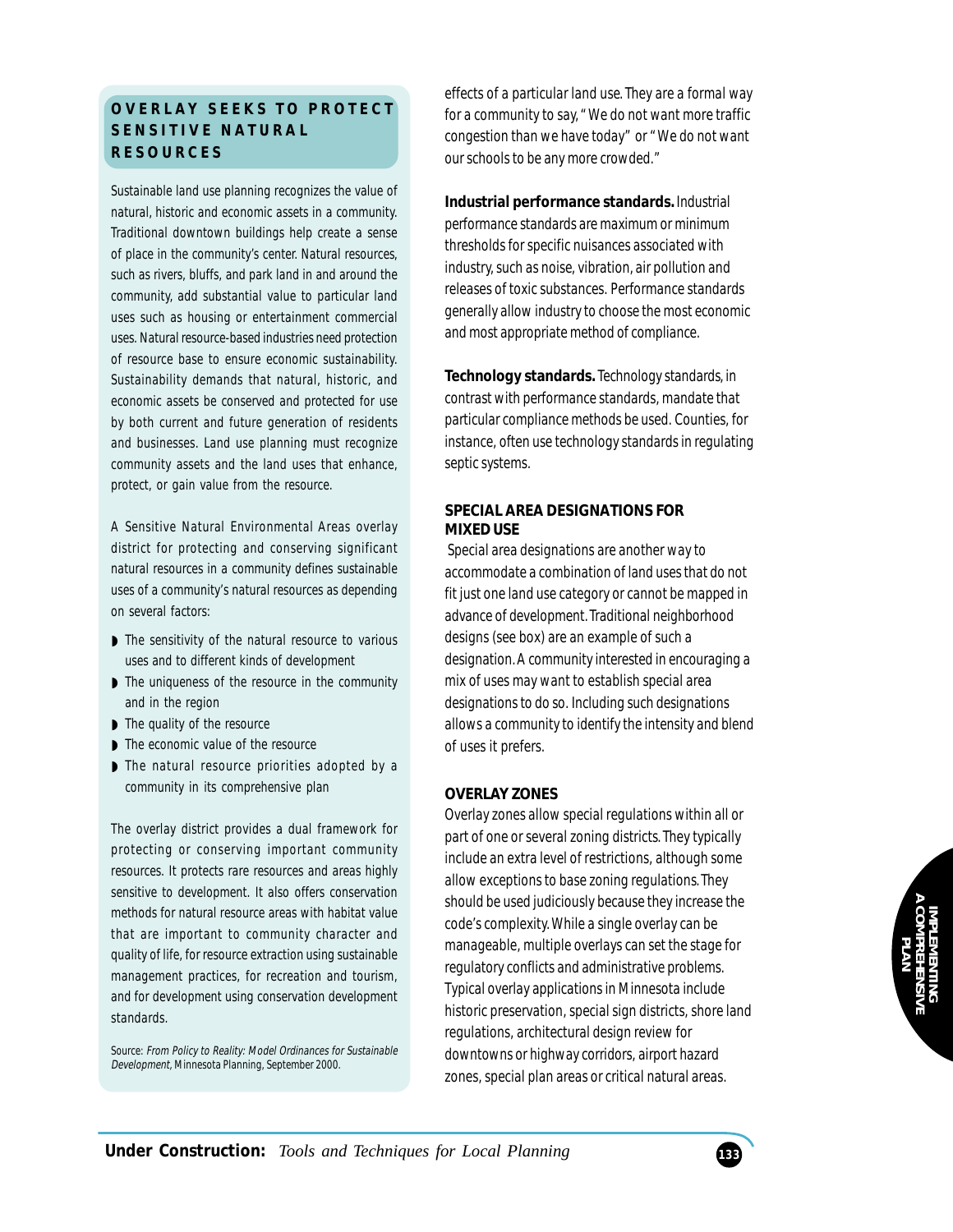## OVERLAY SEEKS TO PROTECT SENSITIVE NATURAL RESOURCES

Sustainable land use planning recognizes the value of natural, historic and economic assets in a community. Traditional downtown buildings help create a sense of place in the community's center. Natural resources, such as rivers, bluffs, and park land in and around the community, add substantial value to particular land uses such as housing or entertainment commercial uses. Natural resource-based industries need protection of resource base to ensure economic sustainability. Sustainability demands that natural, historic, and economic assets be conserved and protected for use by both current and future generation of residents and businesses. Land use planning must recognize community assets and the land uses that enhance, protect, or gain value from the resource.

A Sensitive Natural Environmental Areas overlay district for protecting and conserving significant natural resources in a community defines sustainable uses of a community's natural resources as depending on several factors:

- The sensitivity of the natural resource to various uses and to different kinds of development
- The uniqueness of the resource in the community and in the region
- The quality of the resource
- The economic value of the resource
- The natural resource priorities adopted by a community in its comprehensive plan

The overlay district provides a dual framework for protecting or conserving important community resources. It protects rare resources and areas highly sensitive to development. It also offers conservation methods for natural resource areas with habitat value that are important to community character and quality of life, for resource extraction using sustainable management practices, for recreation and tourism, and for development using conservation development standards.

Source: *From Policy to Reality: Model Ordinances for Sustainable Development*, Minnesota Planning, September 2000.

effects of a particular land use. They are a formal way for a community to say, "We do not want more traffic congestion than we have today" or "We do not want our schools to be any more crowded."

**Industrial performance standards.** Industrial performance standards are maximum or minimum thresholds for specific nuisances associated with industry, such as noise, vibration, air pollution and releases of toxic substances. Performance standards generally allow industry to choose the most economic and most appropriate method of compliance.

**Technology standards.** Technology standards, in contrast with performance standards, mandate that particular compliance methods be used. Counties, for instance, often use technology standards in regulating septic systems.

### SPECIAL AREA DESIGNATIONS FOR MIXED USE

Special area designations are another way to accommodate a combination of land uses that do not fit just one land use category or cannot be mapped in advance of development. Traditional neighborhood designs (see box) are an example of such a designation. A community interested in encouraging a mix of uses may want to establish special area designations to do so. Including such designations allows a community to identify the intensity and blend of uses it prefers.

### OVERLAY ZONES

Overlay zones allow special regulations within all or part of one or several zoning districts. They typically include an extra level of restrictions, although some allow exceptions to base zoning regulations. They should be used judiciously because they increase the code's complexity. While a single overlay can be manageable, multiple overlays can set the stage for regulatory conflicts and administrative problems. Typical overlay applications in Minnesota include historic preservation, special sign districts, shore land regulations, architectural design review for downtowns or highway corridors, airport hazard zones, special plan areas or critical natural areas.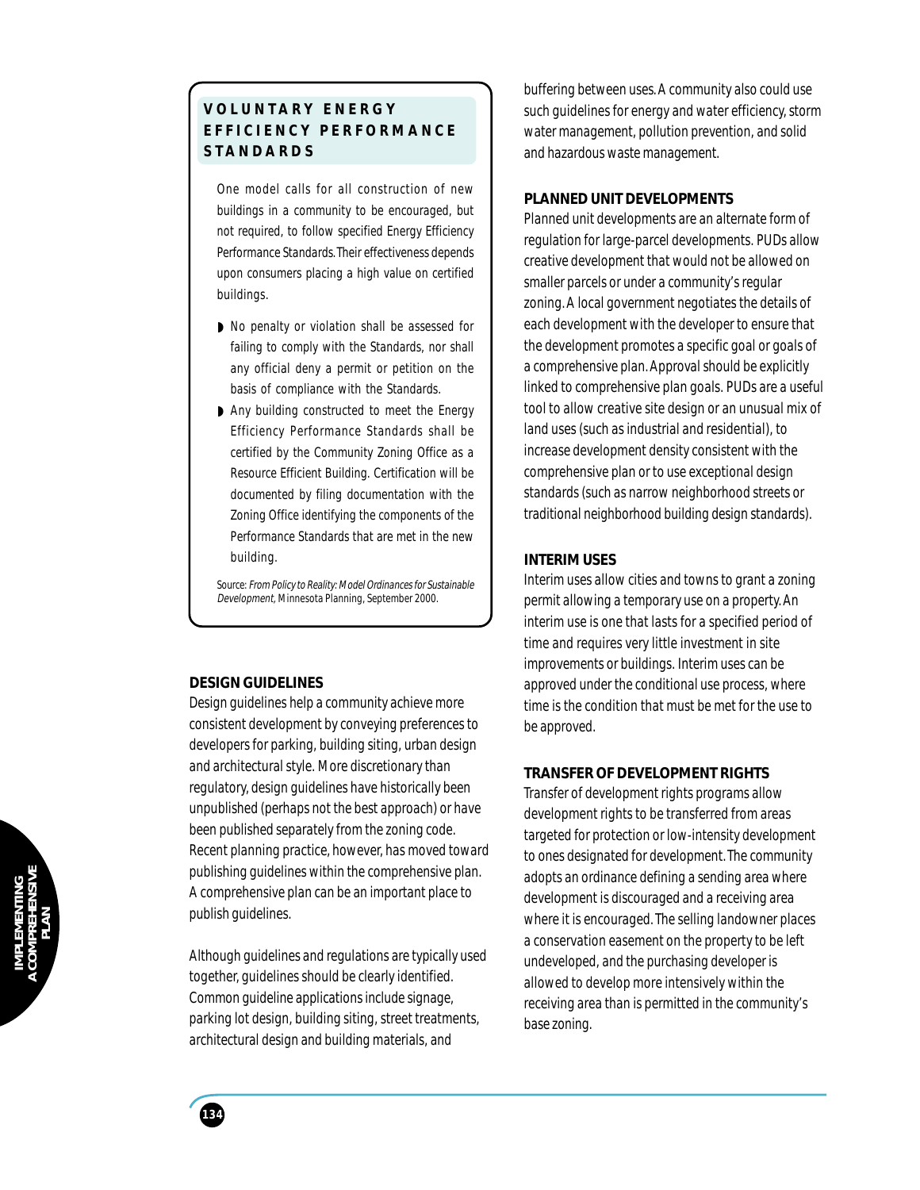## VOLUNTARY ENERGY EFFICIENCY PERFORMANCE STANDARDS

One model calls for all construction of new buildings in a community to be encouraged, but not required, to follow specified Energy Efficiency Performance Standards. Their effectiveness depends upon consumers placing a high value on certified buildings.

- No penalty or violation shall be assessed for failing to comply with the Standards, nor shall any official deny a permit or petition on the basis of compliance with the Standards.
- Any building constructed to meet the Energy Efficiency Performance Standards shall be certified by the Community Zoning Office as a Resource Efficient Building. Certification will be documented by filing documentation with the Zoning Office identifying the components of the Performance Standards that are met in the new building.

Source: *From Policy to Reality: Model Ordinances for Sustainable Development,* Minnesota Planning, September 2000.

### DESIGN GUIDELINES

Design guidelines help a community achieve more consistent development by conveying preferences to developers for parking, building siting, urban design and architectural style. More discretionary than regulatory, design guidelines have historically been unpublished (perhaps not the best approach) or have been published separately from the zoning code. Recent planning practice, however, has moved toward publishing guidelines within the comprehensive plan. A comprehensive plan can be an important place to publish guidelines.

Although guidelines and regulations are typically used together, guidelines should be clearly identified. Common guideline applications include signage, parking lot design, building siting, street treatments, architectural design and building materials, and buffering between uses. A community also could use such guidelines for energy and water efficiency, storm water management, pollution prevention, and solid and hazardous waste management.

### PLANNED UNIT DEVELOPMENTS

Planned unit developments are an alternate form of regulation for large-parcel developments. PUDs allow creative development that would not be allowed on smaller parcels or under a community's regular zoning. A local government negotiates the details of each development with the developer to ensure that the development promotes a specific goal or goals of a comprehensive plan. Approval should be explicitly linked to comprehensive plan goals. PUDs are a useful tool to allow creative site design or an unusual mix of land uses (such as industrial and residential), to increase development density consistent with the comprehensive plan or to use exceptional design standards (such as narrow neighborhood streets or traditional neighborhood building design standards).

### INTERIM USES

Interim uses allow cities and towns to grant a zoning permit allowing a temporary use on a property. An interim use is one that lasts for a specified period of time and requires very little investment in site improvements or buildings. Interim uses can be approved under the conditional use process, where time is the condition that must be met for the use to be approved.

### TRANSFER OF DEVELOPMENT RIGHTS

Transfer of development rights programs allow development rights to be transferred from areas targeted for protection or low-intensity development to ones designated for development. The community adopts an ordinance defining a sending area where development is discouraged and a receiving area where it is encouraged. The selling landowner places a conservation easement on the property to be left undeveloped, and the purchasing developer is allowed to develop more intensively within the receiving area than is permitted in the community's base zoning.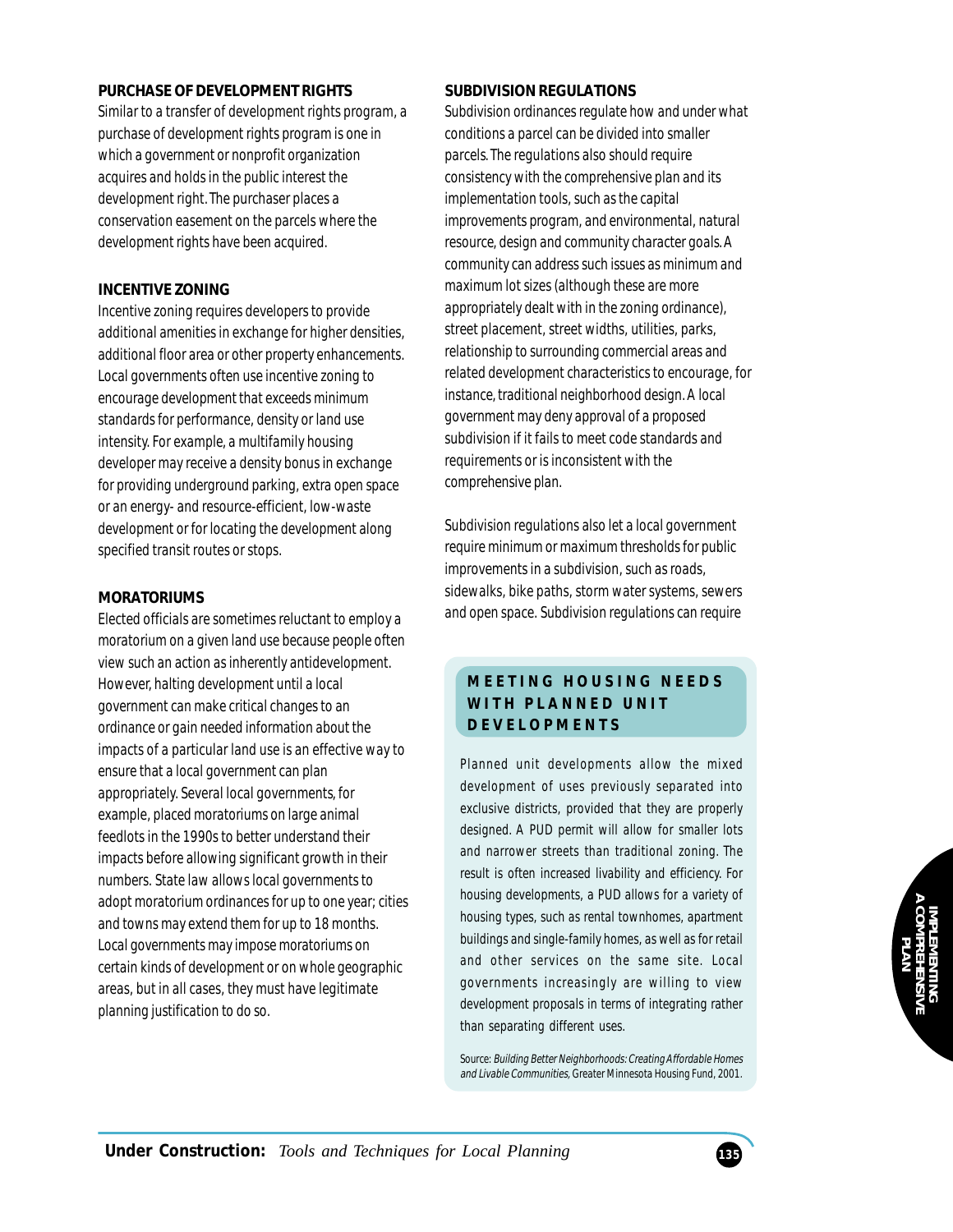### PURCHASE OF DEVELOPMENT RIGHTS

Similar to a transfer of development rights program, a purchase of development rights program is one in which a government or nonprofit organization acquires and holds in the public interest the development right. The purchaser places a conservation easement on the parcels where the development rights have been acquired.

### INCENTIVE ZONING

Incentive zoning requires developers to provide additional amenities in exchange for higher densities, additional floor area or other property enhancements. Local governments often use incentive zoning to encourage development that exceeds minimum standards for performance, density or land use intensity. For example, a multifamily housing developer may receive a density bonus in exchange for providing underground parking, extra open space or an energy- and resource-efficient, low-waste development or for locating the development along specified transit routes or stops.

### MORATORIUMS

Elected officials are sometimes reluctant to employ a moratorium on a given land use because people often view such an action as inherently antidevelopment. However, halting development until a local government can make critical changes to an ordinance or gain needed information about the impacts of a particular land use is an effective way to ensure that a local government can plan appropriately. Several local governments, for example, placed moratoriums on large animal feedlots in the 1990s to better understand their impacts before allowing significant growth in their numbers. State law allows local governments to adopt moratorium ordinances for up to one year; cities and towns may extend them for up to 18 months. Local governments may impose moratoriums on certain kinds of development or on whole geographic areas, but in all cases, they must have legitimate planning justification to do so.

### SUBDIVISION REGULATIONS

Subdivision ordinances regulate how and under what conditions a parcel can be divided into smaller parcels. The regulations also should require consistency with the comprehensive plan and its implementation tools, such as the capital improvements program, and environmental, natural resource, design and community character goals. A community can address such issues as minimum and maximum lot sizes (although these are more appropriately dealt with in the zoning ordinance), street placement, street widths, utilities, parks, relationship to surrounding commercial areas and related development characteristics to encourage, for instance, traditional neighborhood design. A local government may deny approval of a proposed subdivision if it fails to meet code standards and requirements or is inconsistent with the comprehensive plan.

Subdivision regulations also let a local government require minimum or maximum thresholds for public improvements in a subdivision, such as roads, sidewalks, bike paths, storm water systems, sewers and open space. Subdivision regulations can require

### MEETING HOUSING NEEDS WITH PLANNED UNIT DEVELOPMENTS

Planned unit developments allow the mixed development of uses previously separated into exclusive districts, provided that they are properly designed. A PUD permit will allow for smaller lots and narrower streets than traditional zoning. The result is often increased livability and efficiency. For housing developments, a PUD allows for a variety of housing types, such as rental townhomes, apartment buildings and single-family homes, as well as for retail and other services on the same site. Local governments increasingly are willing to view development proposals in terms of integrating rather than separating different uses.

Source: *Building Better Neighborhoods: Creating Affordable Homes and Livable Communities*, Greater Minnesota Housing Fund, 2001.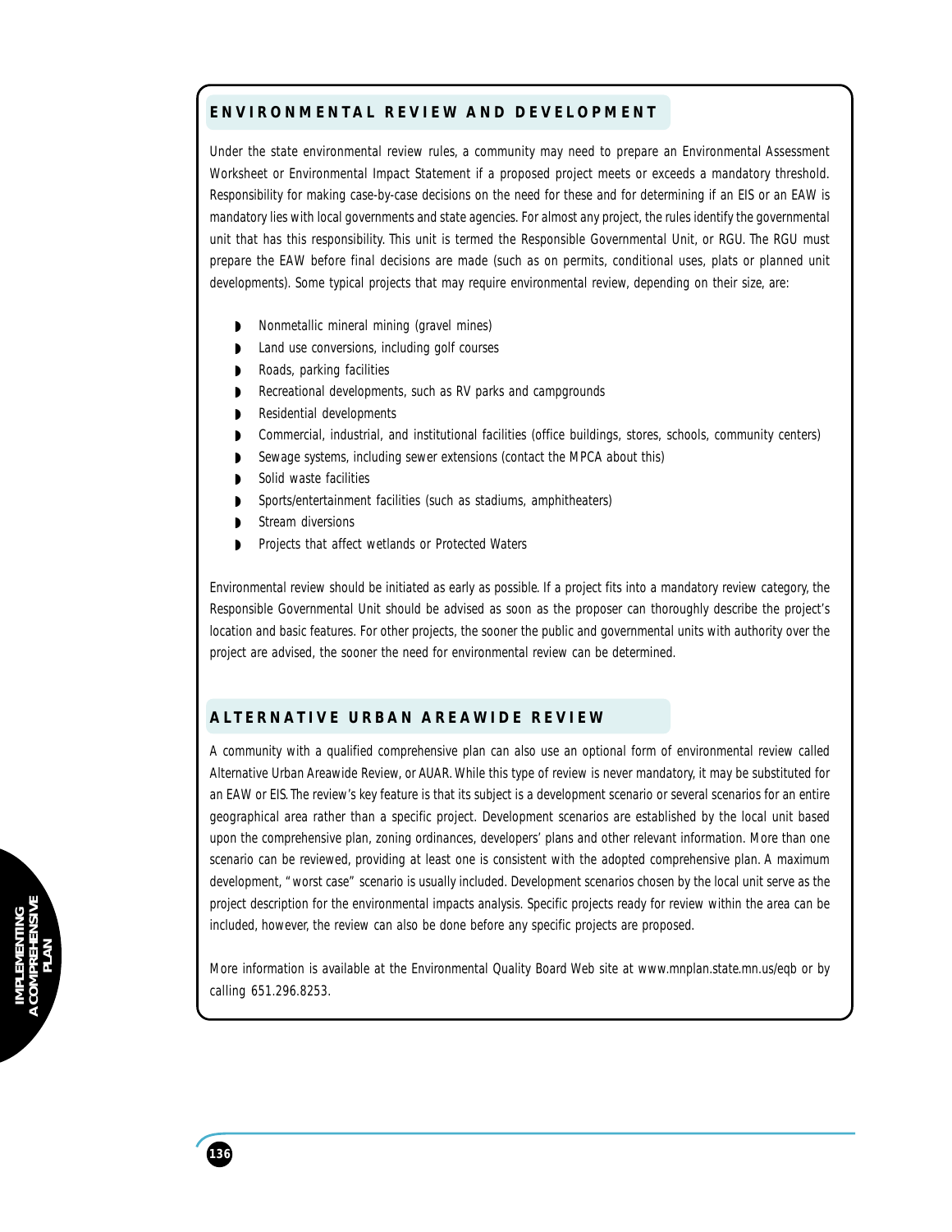## ENVIRONMENTAL REVIEW AND DEVELOPMENT

Under the state environmental review rules, a community may need to prepare an Environmental Assessment Worksheet or Environmental Impact Statement if a proposed project meets or exceeds a mandatory threshold. Responsibility for making case-by-case decisions on the need for these and for determining if an EIS or an EAW is mandatory lies with local governments and state agencies. For almost any project, the rules identify the governmental unit that has this responsibility. This unit is termed the Responsible Governmental Unit, or RGU. The RGU must prepare the EAW before final decisions are made (such as on permits, conditional uses, plats or planned unit developments). Some typical projects that may require environmental review, depending on their size, are:

- Nonmetallic mineral mining (gravel mines)
- Land use conversions, including golf courses
- Roads, parking facilities
- Recreational developments, such as RV parks and campgrounds
- Residential developments
- Commercial, industrial, and institutional facilities (office buildings, stores, schools, community centers)
- Sewage systems, including sewer extensions (contact the MPCA about this)
- Solid waste facilities
- Sports/entertainment facilities (such as stadiums, amphitheaters)
- Stream diversions
- Projects that affect wetlands or Protected Waters

Environmental review should be initiated as early as possible. If a project fits into a mandatory review category, the Responsible Governmental Unit should be advised as soon as the proposer can thoroughly describe the project's location and basic features. For other projects, the sooner the public and governmental units with authority over the project are advised, the sooner the need for environmental review can be determined.

## ALTERNATIVE URBAN AREAWIDE REVIEW

A community with a qualified comprehensive plan can also use an optional form of environmental review called Alternative Urban Areawide Review, or AUAR. While this type of review is never mandatory, it may be substituted for an EAW or EIS. The review's key feature is that its subject is a development scenario or several scenarios for an entire geographical area rather than a specific project. Development scenarios are established by the local unit based upon the comprehensive plan, zoning ordinances, developers' plans and other relevant information. More than one scenario can be reviewed, providing at least one is consistent with the adopted comprehensive plan. A maximum development, "worst case" scenario is usually included. Development scenarios chosen by the local unit serve as the project description for the environmental impacts analysis. Specific projects ready for review within the area can be included, however, the review can also be done before any specific projects are proposed.

More information is available at the Environmental Quality Board Web site at www.mnplan.state.mn.us/eqb or by calling 651.296.8253.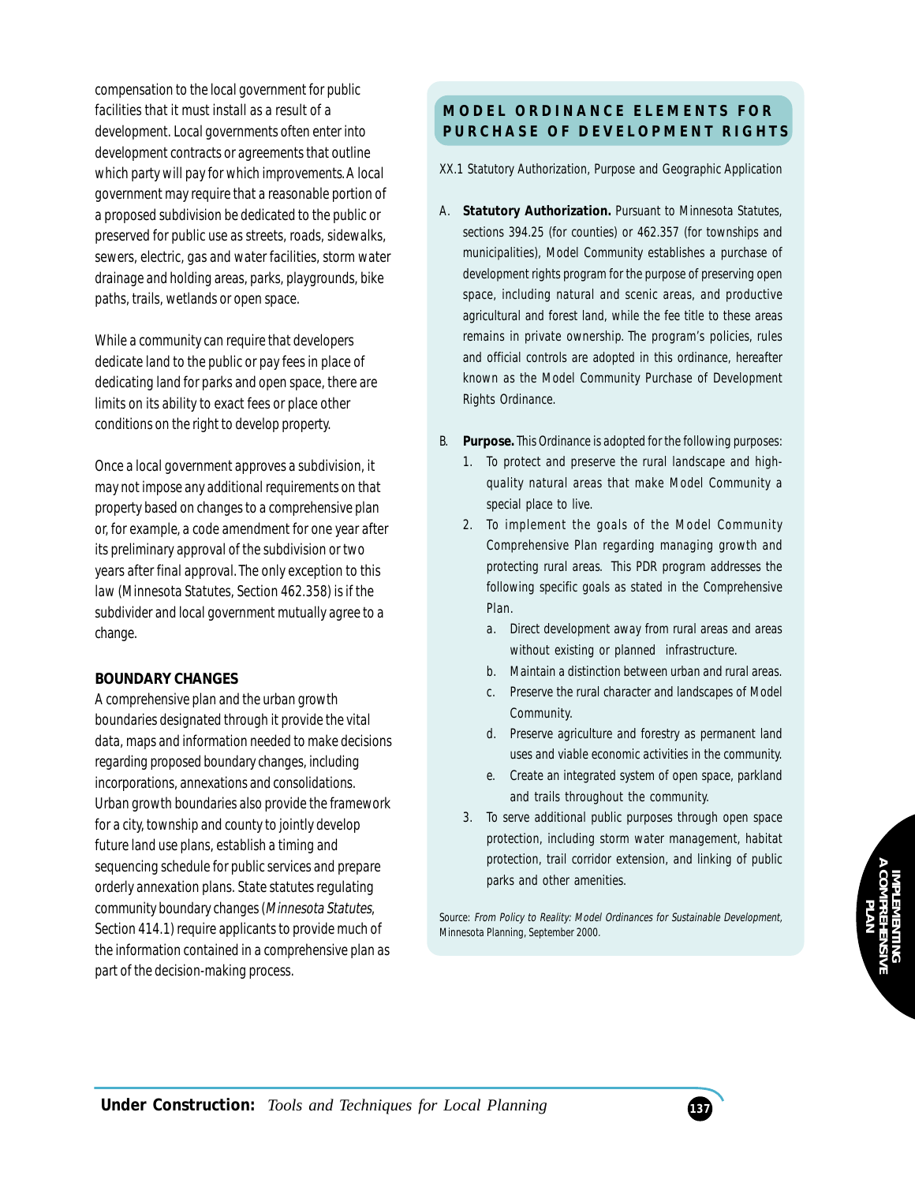compensation to the local government for public facilities that it must install as a result of a development. Local governments often enter into development contracts or agreements that outline which party will pay for which improvements. A local government may require that a reasonable portion of a proposed subdivision be dedicated to the public or preserved for public use as streets, roads, sidewalks, sewers, electric, gas and water facilities, storm water drainage and holding areas, parks, playgrounds, bike paths, trails, wetlands or open space.

While a community can require that developers dedicate land to the public or pay fees in place of dedicating land for parks and open space, there are limits on its ability to exact fees or place other conditions on the right to develop property.

Once a local government approves a subdivision, it may not impose any additional requirements on that property based on changes to a comprehensive plan or, for example, a code amendment for one year after its preliminary approval of the subdivision or two years after final approval. The only exception to this law (Minnesota Statutes, Section 462.358) is if the subdivider and local government mutually agree to a change.

### BOUNDARY CHANGES

A comprehensive plan and the urban growth boundaries designated through it provide the vital data, maps and information needed to make decisions regarding proposed boundary changes, including incorporations, annexations and consolidations. Urban growth boundaries also provide the framework for a city, township and county to jointly develop future land use plans, establish a timing and sequencing schedule for public services and prepare orderly annexation plans. State statutes regulating community boundary changes (*Minnesota Statutes*, Section 414.1) require applicants to provide much of the information contained in a comprehensive plan as part of the decision-making process.

## MODEL ORDINANCE ELEMENTS FOR PURCHASE OF DEVELOPMENT RIGHTS

XX.1 Statutory Authorization, Purpose and Geographic Application

A. **Statutory Authorization.** Pursuant to Minnesota Statutes, sections 394.25 (for counties) or 462.357 (for townships and municipalities), Model Community establishes a purchase of development rights program for the purpose of preserving open space, including natural and scenic areas, and productive agricultural and forest land, while the fee title to these areas remains in private ownership. The program's policies, rules and official controls are adopted in this ordinance, hereafter known as the Model Community Purchase of Development Rights Ordinance.

B. **Purpose.** This Ordinance is adopted for the following purposes:
   1. To protect and preserve the rural landscape and high-quality natural areas that make Model Community a special place to live.
   2. To implement the goals of the Model Community Comprehensive Plan regarding managing growth and protecting rural areas. This PDR program addresses the following specific goals as stated in the Comprehensive Plan.
      a. Direct development away from rural areas and areas without existing or planned infrastructure.
      b. Maintain a distinction between urban and rural areas.
      c. Preserve the rural character and landscapes of Model Community.
      d. Preserve agriculture and forestry as permanent land uses and viable economic activities in the community.
      e. Create an integrated system of open space, parkland and trails throughout the community.
   3. To serve additional public purposes through open space protection, including storm water management, habitat protection, trail corridor extension, and linking of public parks and other amenities.

Source: *From Policy to Reality: Model Ordinances for Sustainable Development*, Minnesota Planning, September 2000.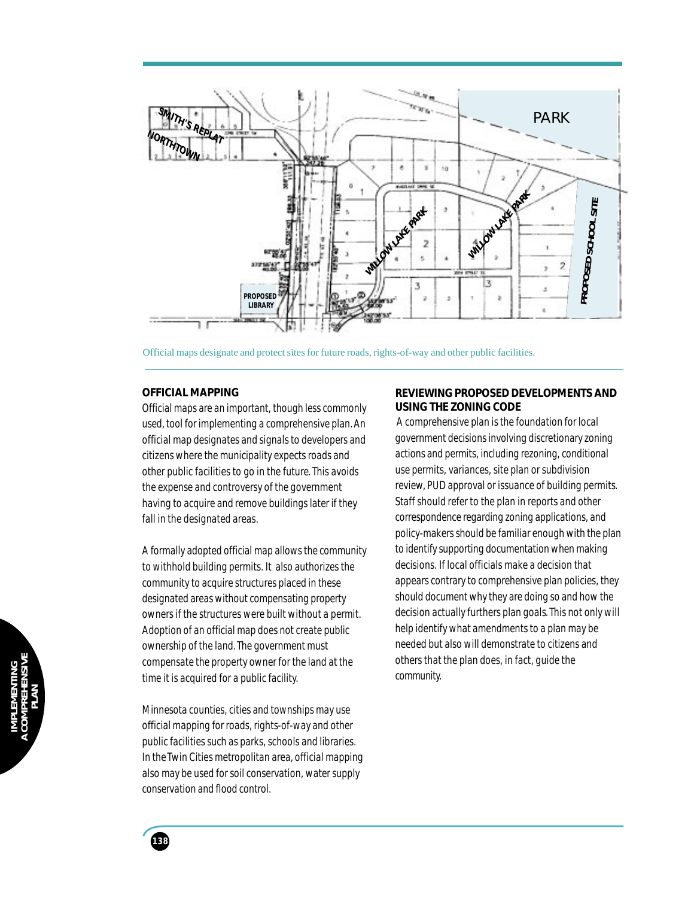Official maps designate and protect sites for future roads, rights-of-way and other public facilities.

## OFFICIAL MAPPING

Official maps are an important, though less commonly used, tool for implementing a comprehensive plan. An official map designates and signals to developers and citizens where the municipality expects roads and other public facilities to go in the future. This avoids the expense and controversy of the government having to acquire and remove buildings later if they fall in the designated areas.

A formally adopted official map allows the community to withhold building permits. It also authorizes the community to acquire structures placed in these designated areas without compensating property owners if the structures were built without a permit. Adoption of an official map does not create public ownership of the land. The government must compensate the property owner for the land at the time it is acquired for a public facility.

Minnesota counties, cities and townships may use official mapping for roads, rights-of-way and other public facilities such as parks, schools and libraries. In the Twin Cities metropolitan area, official mapping also may be used for soil conservation, water supply conservation and flood control.

## REVIEWING PROPOSED DEVELOPMENTS AND USING THE ZONING CODE

A comprehensive plan is the foundation for local government decisions involving discretionary zoning actions and permits, including rezoning, conditional use permits, variances, site plan or subdivision review, PUD approval or issuance of building permits. Staff should refer to the plan in reports and other correspondence regarding zoning applications, and policy-makers should be familiar enough with the plan to identify supporting documentation when making decisions. If local officials make a decision that appears contrary to comprehensive plan policies, they should document why they are doing so and how the decision actually furthers plan goals. This not only will help identify what amendments to a plan may be needed but also will demonstrate to citizens and others that the plan does, in fact, guide the community.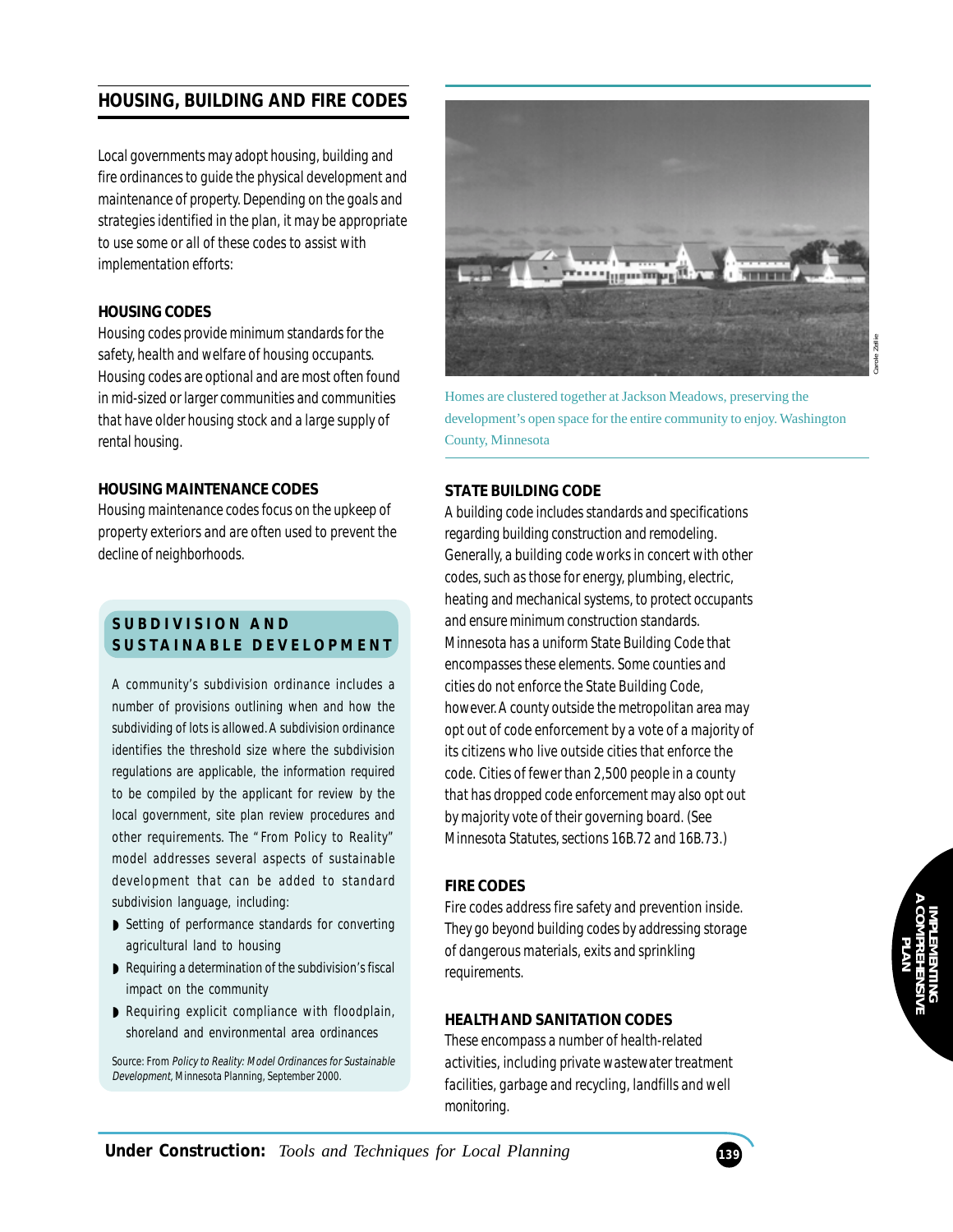## HOUSING, BUILDING AND FIRE CODES

Local governments may adopt housing, building and fire ordinances to guide the physical development and maintenance of property. Depending on the goals and strategies identified in the plan, it may be appropriate to use some or all of these codes to assist with implementation efforts:

### HOUSING CODES

Housing codes provide minimum standards for the safety, health and welfare of housing occupants. Housing codes are optional and are most often found in mid-sized or larger communities and communities that have older housing stock and a large supply of rental housing.

### HOUSING MAINTENANCE CODES

Housing maintenance codes focus on the upkeep of property exteriors and are often used to prevent the decline of neighborhoods.

### SUBDIVISION AND SUSTAINABLE DEVELOPMENT

A community's subdivision ordinance includes a number of provisions outlining when and how the subdividing of lots is allowed. A subdivision ordinance identifies the threshold size where the subdivision regulations are applicable, the information required to be compiled by the applicant for review by the local government, site plan review procedures and other requirements. The "From Policy to Reality" model addresses several aspects of sustainable development that can be added to standard subdivision language, including:

- Setting of performance standards for converting agricultural land to housing
- Requiring a determination of the subdivision's fiscal impact on the community
- Requiring explicit compliance with floodplain, shoreland and environmental area ordinances

Source: From *Policy to Reality: Model Ordinances for Sustainable Development*, Minnesota Planning, September 2000.

Homes are clustered together at Jackson Meadows, preserving the development's open space for the entire community to enjoy. Washington County, Minnesota

### STATE BUILDING CODE

A building code includes standards and specifications regarding building construction and remodeling. Generally, a building code works in concert with other codes, such as those for energy, plumbing, electric, heating and mechanical systems, to protect occupants and ensure minimum construction standards. Minnesota has a uniform State Building Code that encompasses these elements. Some counties and cities do not enforce the State Building Code, however. A county outside the metropolitan area may opt out of code enforcement by a vote of a majority of its citizens who live outside cities that enforce the code. Cities of fewer than 2,500 people in a county that has dropped code enforcement may also opt out by majority vote of their governing board. (See Minnesota Statutes, sections 16B.72 and 16B.73.)

### FIRE CODES

Fire codes address fire safety and prevention inside. They go beyond building codes by addressing storage of dangerous materials, exits and sprinkling requirements.

### HEALTH AND SANITATION CODES

These encompass a number of health-related activities, including private wastewater treatment facilities, garbage and recycling, landfills and well monitoring.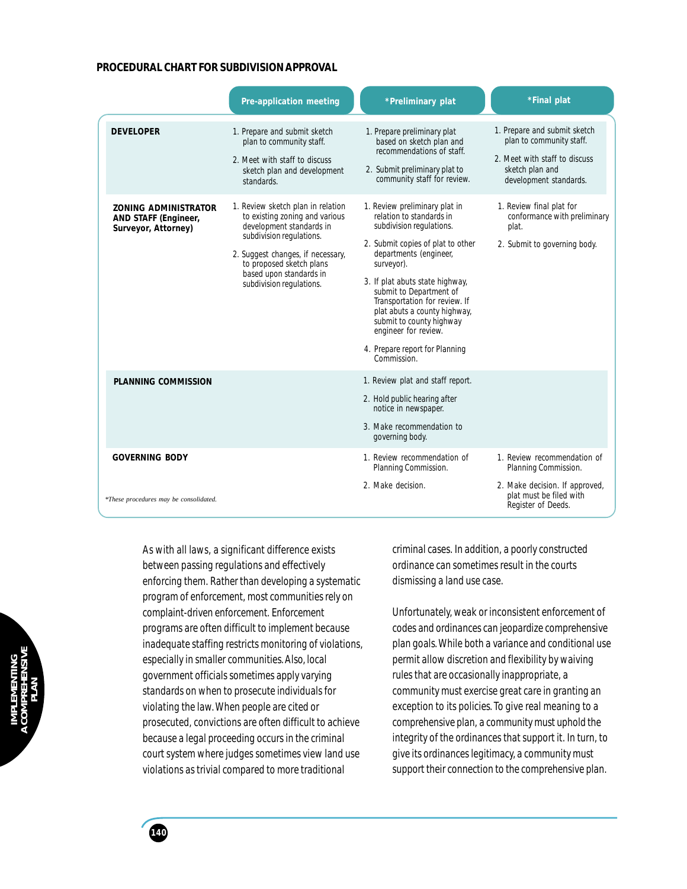**PROCEDURAL CHART FOR SUBDIVISION APPROVAL**

| | Pre-application meeting | *Preliminary plat | *Final plat |
|---|---|---|---|
| **DEVELOPER** | 1. Prepare and submit sketch plan to community staff.<br>2. Meet with staff to discuss sketch plan and development standards. | 1. Prepare preliminary plat based on sketch plan and recommendations of staff.<br>2. Submit preliminary plat to community staff for review. | 1. Prepare and submit sketch plan to community staff.<br>2. Meet with staff to discuss sketch plan and development standards. |
| **ZONING ADMINISTRATOR AND STAFF (Engineer, Surveyor, Attorney)** | 1. Review sketch plan in relation to existing zoning and various development standards in subdivision regulations.<br>2. Suggest changes, if necessary, to proposed sketch plans based upon standards in subdivision regulations. | 1. Review preliminary plat in relation to standards in subdivision regulations.<br>2. Submit copies of plat to other departments (engineer, surveyor).<br>3. If plat abuts state highway, submit to Department of Transportation for review. If plat abuts a county highway, submit to county highway engineer for review.<br>4. Prepare report for Planning Commission. | 1. Review final plat for conformance with preliminary plat.<br>2. Submit to governing body. |
| **PLANNING COMMISSION** | | 1. Review plat and staff report.<br>2. Hold public hearing after notice in newspaper.<br>3. Make recommendation to governing body. | |
| **GOVERNING BODY** | | 1. Review recommendation of Planning Commission.<br>2. Make decision. | 1. Review recommendation of Planning Commission.<br>2. Make decision. If approved, plat must be filed with Register of Deeds. |

*These procedures may be consolidated.*

As with all laws, a significant difference exists between passing regulations and effectively enforcing them. Rather than developing a systematic program of enforcement, most communities rely on complaint-driven enforcement. Enforcement programs are often difficult to implement because inadequate staffing restricts monitoring of violations, especially in smaller communities. Also, local government officials sometimes apply varying standards on when to prosecute individuals for violating the law. When people are cited or prosecuted, convictions are often difficult to achieve because a legal proceeding occurs in the criminal court system where judges sometimes view land use violations as trivial compared to more traditional criminal cases. In addition, a poorly constructed ordinance can sometimes result in the courts dismissing a land use case.

Unfortunately, weak or inconsistent enforcement of codes and ordinances can jeopardize comprehensive plan goals. While both a variance and conditional use permit allow discretion and flexibility by waiving rules that are occasionally inappropriate, a community must exercise great care in granting an exception to its policies. To give real meaning to a comprehensive plan, a community must uphold the integrity of the ordinances that support it. In turn, to give its ordinances legitimacy, a community must support their connection to the comprehensive plan.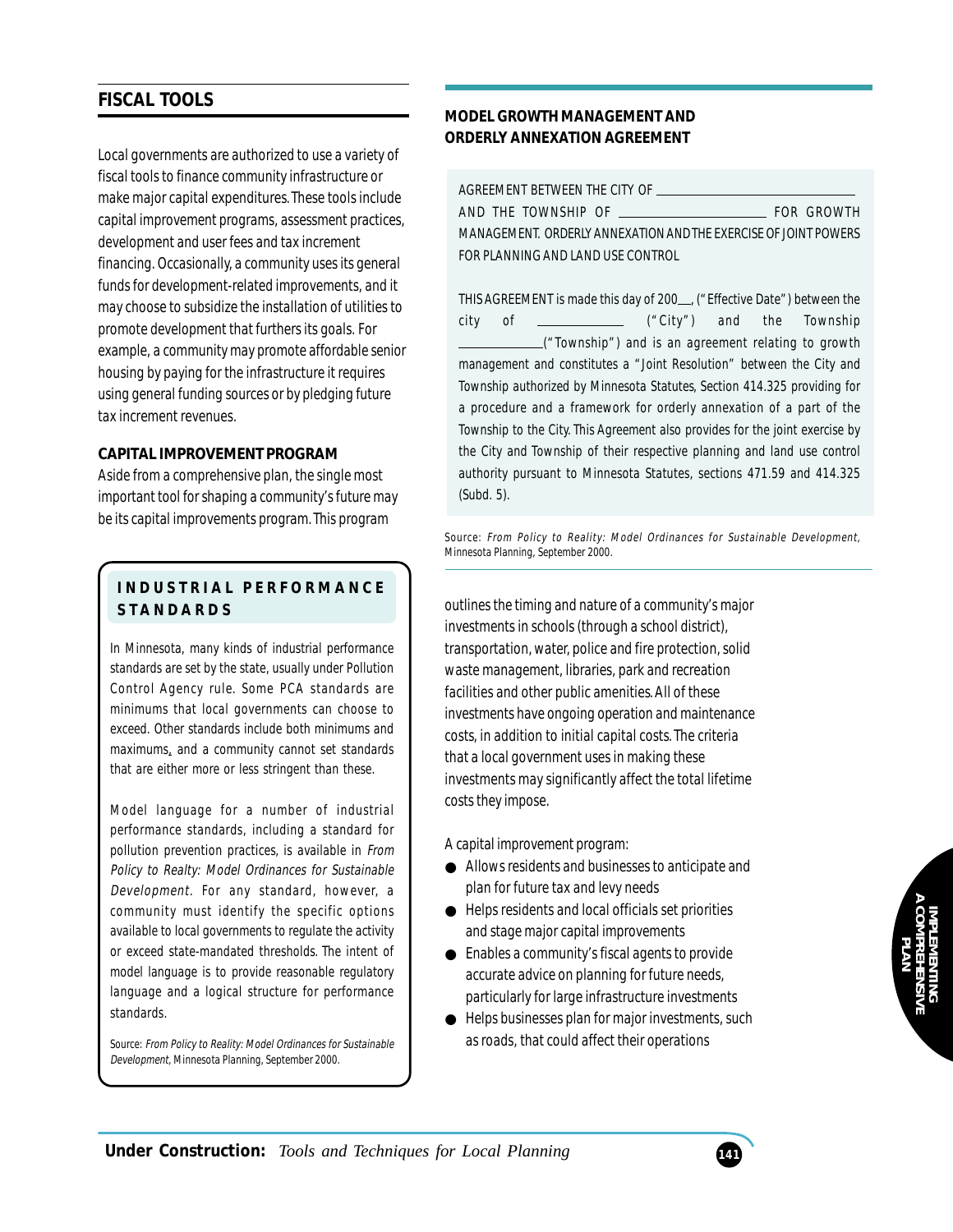## FISCAL TOOLS

Local governments are authorized to use a variety of fiscal tools to finance community infrastructure or make major capital expenditures. These tools include capital improvement programs, assessment practices, development and user fees and tax increment financing. Occasionally, a community uses its general funds for development-related improvements, and it may choose to subsidize the installation of utilities to promote development that furthers its goals. For example, a community may promote affordable senior housing by paying for the infrastructure it requires using general funding sources or by pledging future tax increment revenues.

### CAPITAL IMPROVEMENT PROGRAM

Aside from a comprehensive plan, the single most important tool for shaping a community's future may be its capital improvements program. This program outlines the timing and nature of a community's major investments in schools (through a school district), transportation, water, police and fire protection, solid waste management, libraries, park and recreation facilities and other public amenities. All of these investments have ongoing operation and maintenance costs, in addition to initial capital costs. The criteria that a local government uses in making these investments may significantly affect the total lifetime costs they impose.

A capital improvement program:

- Allows residents and businesses to anticipate and plan for future tax and levy needs
- Helps residents and local officials set priorities and stage major capital improvements
- Enables a community's fiscal agents to provide accurate advice on planning for future needs, particularly for large infrastructure investments
- Helps businesses plan for major investments, such as roads, that could affect their operations

### INDUSTRIAL PERFORMANCE STANDARDS

In Minnesota, many kinds of industrial performance standards are set by the state, usually under Pollution Control Agency rule. Some PCA standards are minimums that local governments can choose to exceed. Other standards include both minimums and maximums, and a community cannot set standards that are either more or less stringent than these.

Model language for a number of industrial performance standards, including a standard for pollution prevention practices, is available in *From Policy to Realty: Model Ordinances for Sustainable Development*. For any standard, however, a community must identify the specific options available to local governments to regulate the activity or exceed state-mandated thresholds. The intent of model language is to provide reasonable regulatory language and a logical structure for performance standards.

Source: *From Policy to Reality: Model Ordinances for Sustainable Development*, Minnesota Planning, September 2000.

### MODEL GROWTH MANAGEMENT AND ORDERLY ANNEXATION AGREEMENT

AGREEMENT BETWEEN THE CITY OF ______________________ AND THE TOWNSHIP OF ____________________ FOR GROWTH MANAGEMENT. ORDERLY ANNEXATION AND THE EXERCISE OF JOINT POWERS FOR PLANNING AND LAND USE CONTROL

THIS AGREEMENT is made this day of 200__, ("Effective Date") between the city of ____________ ("City") and the Township ____________("Township") and is an agreement relating to growth management and constitutes a "Joint Resolution" between the City and Township authorized by Minnesota Statutes, Section 414.325 providing for a procedure and a framework for orderly annexation of a part of the Township to the City. This Agreement also provides for the joint exercise by the City and Township of their respective planning and land use control authority pursuant to Minnesota Statutes, sections 471.59 and 414.325 (Subd. 5).

Source: *From Policy to Reality: Model Ordinances for Sustainable Development*, Minnesota Planning, September 2000.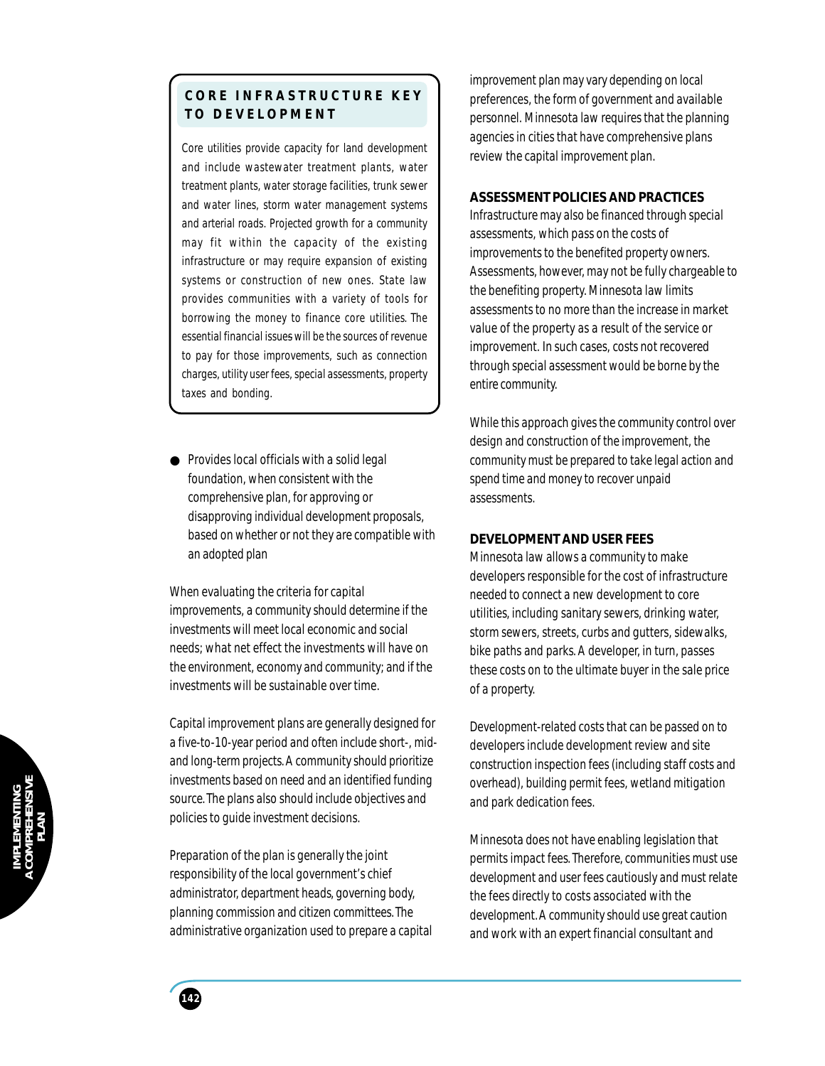## CORE INFRASTRUCTURE KEY TO DEVELOPMENT

Core utilities provide capacity for land development and include wastewater treatment plants, water treatment plants, water storage facilities, trunk sewer and water lines, storm water management systems and arterial roads. Projected growth for a community may fit within the capacity of the existing infrastructure or may require expansion of existing systems or construction of new ones. State law provides communities with a variety of tools for borrowing the money to finance core utilities. The essential financial issues will be the sources of revenue to pay for those improvements, such as connection charges, utility user fees, special assessments, property taxes and bonding.

- Provides local officials with a solid legal foundation, when consistent with the comprehensive plan, for approving or disapproving individual development proposals, based on whether or not they are compatible with an adopted plan

When evaluating the criteria for capital improvements, a community should determine if the investments will meet local economic and social needs; what net effect the investments will have on the environment, economy and community; and if the investments will be sustainable over time.

Capital improvement plans are generally designed for a five-to-10-year period and often include short-, mid- and long-term projects. A community should prioritize investments based on need and an identified funding source. The plans also should include objectives and policies to guide investment decisions.

Preparation of the plan is generally the joint responsibility of the local government's chief administrator, department heads, governing body, planning commission and citizen committees. The administrative organization used to prepare a capital improvement plan may vary depending on local preferences, the form of government and available personnel. Minnesota law requires that the planning agencies in cities that have comprehensive plans review the capital improvement plan.

### ASSESSMENT POLICIES AND PRACTICES

Infrastructure may also be financed through special assessments, which pass on the costs of improvements to the benefited property owners. Assessments, however, may not be fully chargeable to the benefiting property. Minnesota law limits assessments to no more than the increase in market value of the property as a result of the service or improvement. In such cases, costs not recovered through special assessment would be borne by the entire community.

While this approach gives the community control over design and construction of the improvement, the community must be prepared to take legal action and spend time and money to recover unpaid assessments.

### DEVELOPMENT AND USER FEES

Minnesota law allows a community to make developers responsible for the cost of infrastructure needed to connect a new development to core utilities, including sanitary sewers, drinking water, storm sewers, streets, curbs and gutters, sidewalks, bike paths and parks. A developer, in turn, passes these costs on to the ultimate buyer in the sale price of a property.

Development-related costs that can be passed on to developers include development review and site construction inspection fees (including staff costs and overhead), building permit fees, wetland mitigation and park dedication fees.

Minnesota does not have enabling legislation that permits impact fees. Therefore, communities must use development and user fees cautiously and must relate the fees directly to costs associated with the development. A community should use great caution and work with an expert financial consultant and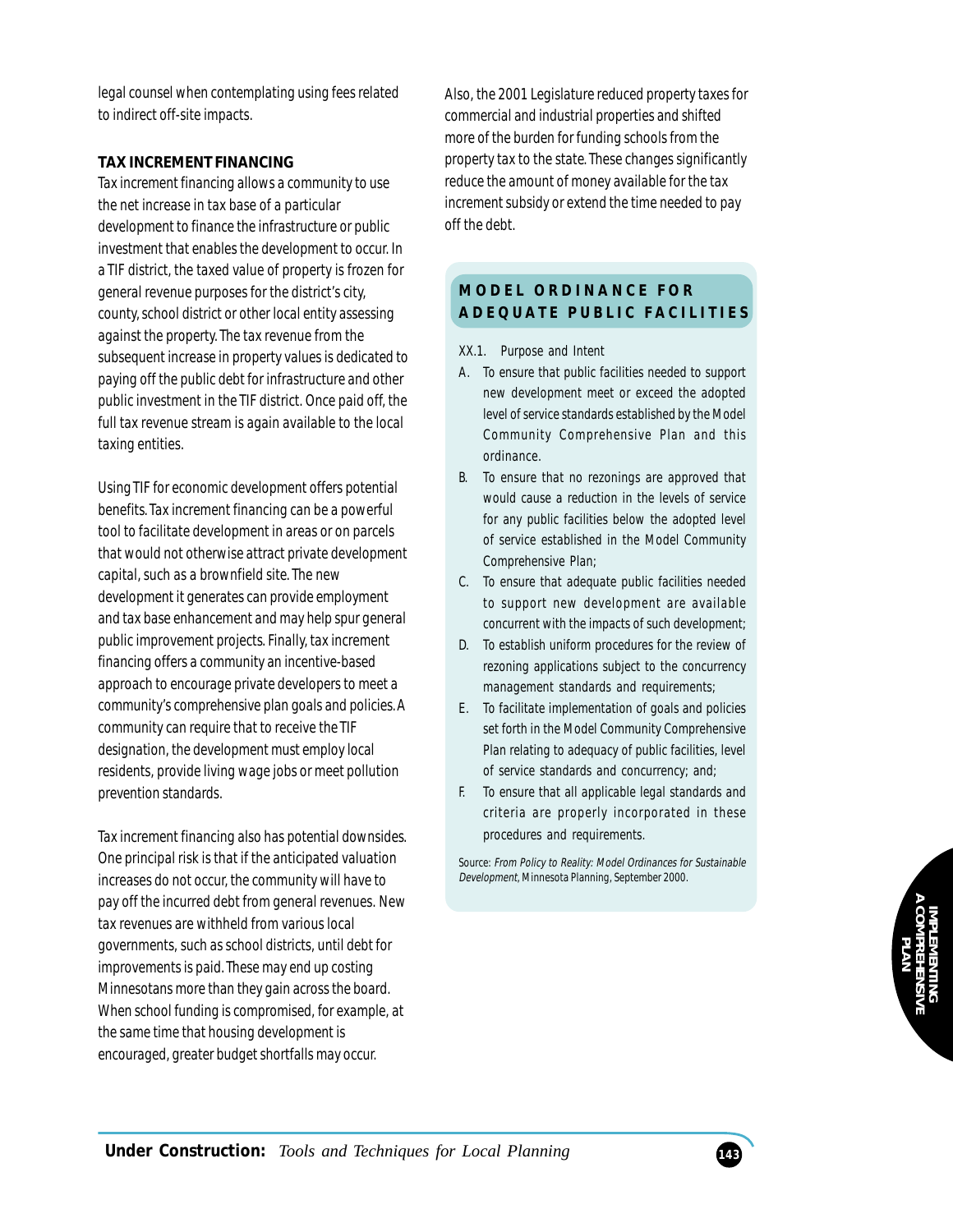legal counsel when contemplating using fees related to indirect off-site impacts.

**TAX INCREMENT FINANCING**

Tax increment financing allows a community to use the net increase in tax base of a particular development to finance the infrastructure or public investment that enables the development to occur. In a TIF district, the taxed value of property is frozen for general revenue purposes for the district's city, county, school district or other local entity assessing against the property. The tax revenue from the subsequent increase in property values is dedicated to paying off the public debt for infrastructure and other public investment in the TIF district. Once paid off, the full tax revenue stream is again available to the local taxing entities.

Using TIF for economic development offers potential benefits. Tax increment financing can be a powerful tool to facilitate development in areas or on parcels that would not otherwise attract private development capital, such as a brownfield site. The new development it generates can provide employment and tax base enhancement and may help spur general public improvement projects. Finally, tax increment financing offers a community an incentive-based approach to encourage private developers to meet a community's comprehensive plan goals and policies. A community can require that to receive the TIF designation, the development must employ local residents, provide living wage jobs or meet pollution prevention standards.

Tax increment financing also has potential downsides. One principal risk is that if the anticipated valuation increases do not occur, the community will have to pay off the incurred debt from general revenues. New tax revenues are withheld from various local governments, such as school districts, until debt for improvements is paid. These may end up costing Minnesotans more than they gain across the board. When school funding is compromised, for example, at the same time that housing development is encouraged, greater budget shortfalls may occur.

Also, the 2001 Legislature reduced property taxes for commercial and industrial properties and shifted more of the burden for funding schools from the property tax to the state. These changes significantly reduce the amount of money available for the tax increment subsidy or extend the time needed to pay off the debt.

**MODEL ORDINANCE FOR ADEQUATE PUBLIC FACILITIES**

XX.1. Purpose and Intent

A. To ensure that public facilities needed to support new development meet or exceed the adopted level of service standards established by the Model Community Comprehensive Plan and this ordinance.

B. To ensure that no rezonings are approved that would cause a reduction in the levels of service for any public facilities below the adopted level of service established in the Model Community Comprehensive Plan;

C. To ensure that adequate public facilities needed to support new development are available concurrent with the impacts of such development;

D. To establish uniform procedures for the review of rezoning applications subject to the concurrency management standards and requirements;

E. To facilitate implementation of goals and policies set forth in the Model Community Comprehensive Plan relating to adequacy of public facilities, level of service standards and concurrency; and;

F. To ensure that all applicable legal standards and criteria are properly incorporated in these procedures and requirements.

Source: *From Policy to Reality: Model Ordinances for Sustainable Development*, Minnesota Planning, September 2000.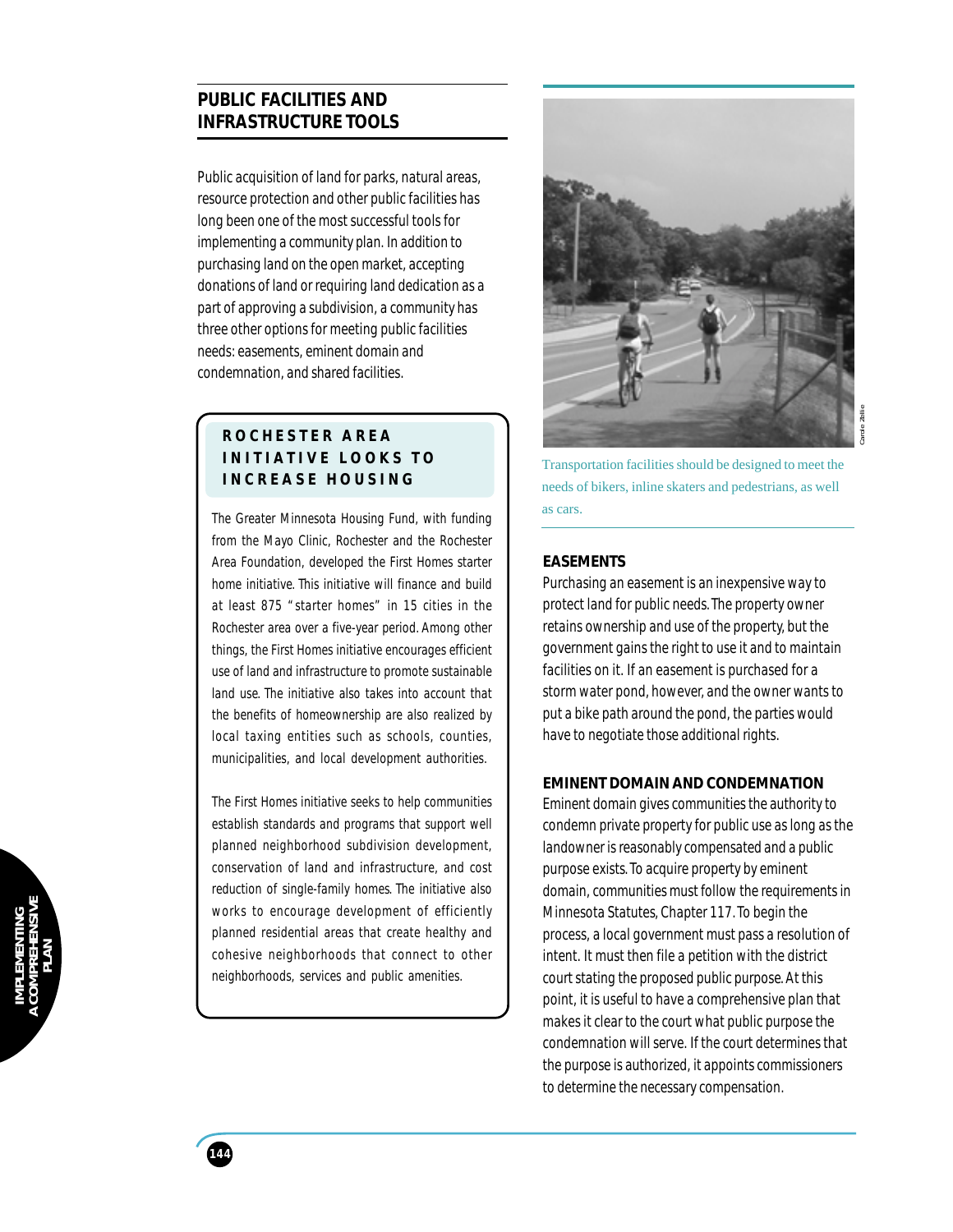## PUBLIC FACILITIES AND INFRASTRUCTURE TOOLS

Public acquisition of land for parks, natural areas, resource protection and other public facilities has long been one of the most successful tools for implementing a community plan. In addition to purchasing land on the open market, accepting donations of land or requiring land dedication as a part of approving a subdivision, a community has three other options for meeting public facilities needs: easements, eminent domain and condemnation, and shared facilities.

### ROCHESTER AREA INITIATIVE LOOKS TO INCREASE HOUSING

The Greater Minnesota Housing Fund, with funding from the Mayo Clinic, Rochester and the Rochester Area Foundation, developed the First Homes starter home initiative. This initiative will finance and build at least 875 "starter homes" in 15 cities in the Rochester area over a five-year period. Among other things, the First Homes initiative encourages efficient use of land and infrastructure to promote sustainable land use. The initiative also takes into account that the benefits of homeownership are also realized by local taxing entities such as schools, counties, municipalities, and local development authorities.

The First Homes initiative seeks to help communities establish standards and programs that support well planned neighborhood subdivision development, conservation of land and infrastructure, and cost reduction of single-family homes. The initiative also works to encourage development of efficiently planned residential areas that create healthy and cohesive neighborhoods that connect to other neighborhoods, services and public amenities.

Transportation facilities should be designed to meet the needs of bikers, inline skaters and pedestrians, as well as cars.

### EASEMENTS

Purchasing an easement is an inexpensive way to protect land for public needs. The property owner retains ownership and use of the property, but the government gains the right to use it and to maintain facilities on it. If an easement is purchased for a storm water pond, however, and the owner wants to put a bike path around the pond, the parties would have to negotiate those additional rights.

### EMINENT DOMAIN AND CONDEMNATION

Eminent domain gives communities the authority to condemn private property for public use as long as the landowner is reasonably compensated and a public purpose exists. To acquire property by eminent domain, communities must follow the requirements in Minnesota Statutes, Chapter 117. To begin the process, a local government must pass a resolution of intent. It must then file a petition with the district court stating the proposed public purpose. At this point, it is useful to have a comprehensive plan that makes it clear to the court what public purpose the condemnation will serve. If the court determines that the purpose is authorized, it appoints commissioners to determine the necessary compensation.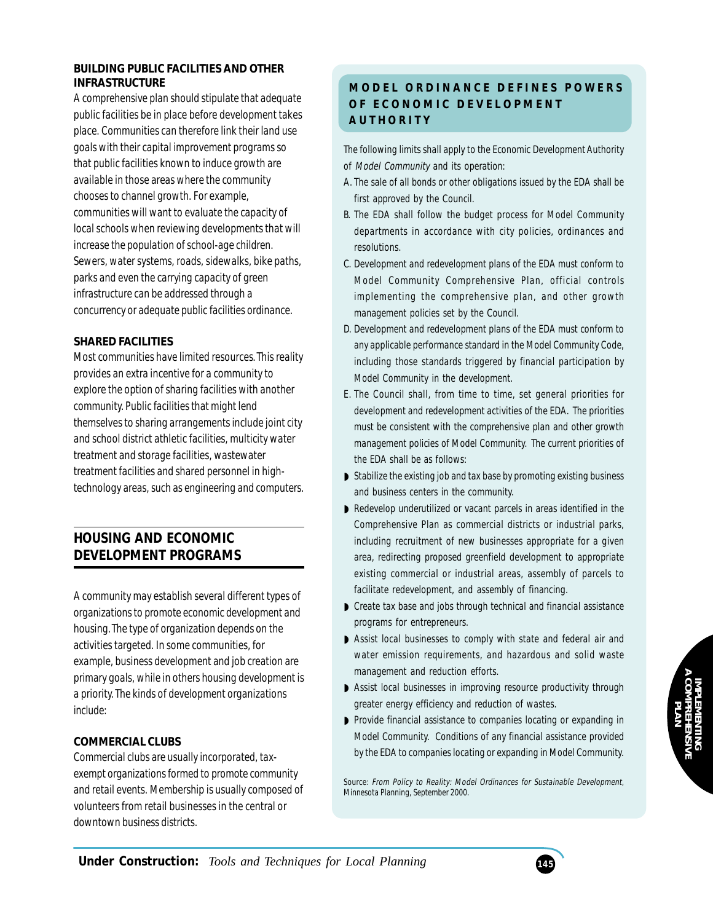**BUILDING PUBLIC FACILITIES AND OTHER INFRASTRUCTURE**

A comprehensive plan should stipulate that adequate public facilities be in place before development takes place. Communities can therefore link their land use goals with their capital improvement programs so that public facilities known to induce growth are available in those areas where the community chooses to channel growth. For example, communities will want to evaluate the capacity of local schools when reviewing developments that will increase the population of school-age children. Sewers, water systems, roads, sidewalks, bike paths, parks and even the carrying capacity of green infrastructure can be addressed through a concurrency or adequate public facilities ordinance.

**SHARED FACILITIES**

Most communities have limited resources. This reality provides an extra incentive for a community to explore the option of sharing facilities with another community. Public facilities that might lend themselves to sharing arrangements include joint city and school district athletic facilities, multicity water treatment and storage facilities, wastewater treatment facilities and shared personnel in high-technology areas, such as engineering and computers.

## HOUSING AND ECONOMIC DEVELOPMENT PROGRAMS

A community may establish several different types of organizations to promote economic development and housing. The type of organization depends on the activities targeted. In some communities, for example, business development and job creation are primary goals, while in others housing development is a priority. The kinds of development organizations include:

**COMMERCIAL CLUBS**

Commercial clubs are usually incorporated, tax-exempt organizations formed to promote community and retail events. Membership is usually composed of volunteers from retail businesses in the central or downtown business districts.

### MODEL ORDINANCE DEFINES POWERS OF ECONOMIC DEVELOPMENT AUTHORITY

The following limits shall apply to the Economic Development Authority of *Model Community* and its operation:

A. The sale of all bonds or other obligations issued by the EDA shall be first approved by the Council.

B. The EDA shall follow the budget process for Model Community departments in accordance with city policies, ordinances and resolutions.

C. Development and redevelopment plans of the EDA must conform to Model Community Comprehensive Plan, official controls implementing the comprehensive plan, and other growth management policies set by the Council.

D. Development and redevelopment plans of the EDA must conform to any applicable performance standard in the Model Community Code, including those standards triggered by financial participation by Model Community in the development.

E. The Council shall, from time to time, set general priorities for development and redevelopment activities of the EDA. The priorities must be consistent with the comprehensive plan and other growth management policies of Model Community. The current priorities of the EDA shall be as follows:

- Stabilize the existing job and tax base by promoting existing business and business centers in the community.
- Redevelop underutilized or vacant parcels in areas identified in the Comprehensive Plan as commercial districts or industrial parks, including recruitment of new businesses appropriate for a given area, redirecting proposed greenfield development to appropriate existing commercial or industrial areas, assembly of parcels to facilitate redevelopment, and assembly of financing.
- Create tax base and jobs through technical and financial assistance programs for entrepreneurs.
- Assist local businesses to comply with state and federal air and water emission requirements, and hazardous and solid waste management and reduction efforts.
- Assist local businesses in improving resource productivity through greater energy efficiency and reduction of wastes.
- Provide financial assistance to companies locating or expanding in Model Community. Conditions of any financial assistance provided by the EDA to companies locating or expanding in Model Community.

Source: *From Policy to Reality: Model Ordinances for Sustainable Development*, Minnesota Planning, September 2000.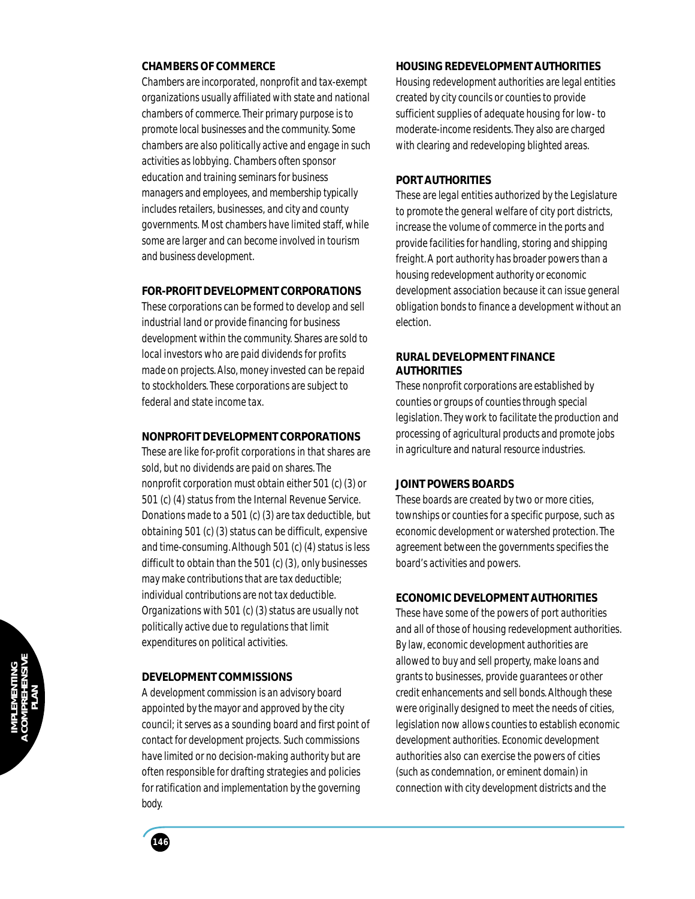### CHAMBERS OF COMMERCE

Chambers are incorporated, nonprofit and tax-exempt organizations usually affiliated with state and national chambers of commerce. Their primary purpose is to promote local businesses and the community. Some chambers are also politically active and engage in such activities as lobbying. Chambers often sponsor education and training seminars for business managers and employees, and membership typically includes retailers, businesses, and city and county governments. Most chambers have limited staff, while some are larger and can become involved in tourism and business development.

### FOR-PROFIT DEVELOPMENT CORPORATIONS

These corporations can be formed to develop and sell industrial land or provide financing for business development within the community. Shares are sold to local investors who are paid dividends for profits made on projects. Also, money invested can be repaid to stockholders. These corporations are subject to federal and state income tax.

### NONPROFIT DEVELOPMENT CORPORATIONS

These are like for-profit corporations in that shares are sold, but no dividends are paid on shares. The nonprofit corporation must obtain either 501 (c) (3) or 501 (c) (4) status from the Internal Revenue Service. Donations made to a 501 (c) (3) are tax deductible, but obtaining 501 (c) (3) status can be difficult, expensive and time-consuming. Although 501 (c) (4) status is less difficult to obtain than the 501 (c) (3), only businesses may make contributions that are tax deductible; individual contributions are not tax deductible. Organizations with 501 (c) (3) status are usually not politically active due to regulations that limit expenditures on political activities.

### DEVELOPMENT COMMISSIONS

A development commission is an advisory board appointed by the mayor and approved by the city council; it serves as a sounding board and first point of contact for development projects. Such commissions have limited or no decision-making authority but are often responsible for drafting strategies and policies for ratification and implementation by the governing body.

### HOUSING REDEVELOPMENT AUTHORITIES

Housing redevelopment authorities are legal entities created by city councils or counties to provide sufficient supplies of adequate housing for low- to moderate-income residents. They also are charged with clearing and redeveloping blighted areas.

### PORT AUTHORITIES

These are legal entities authorized by the Legislature to promote the general welfare of city port districts, increase the volume of commerce in the ports and provide facilities for handling, storing and shipping freight. A port authority has broader powers than a housing redevelopment authority or economic development association because it can issue general obligation bonds to finance a development without an election.

### RURAL DEVELOPMENT FINANCE AUTHORITIES

These nonprofit corporations are established by counties or groups of counties through special legislation. They work to facilitate the production and processing of agricultural products and promote jobs in agriculture and natural resource industries.

### JOINT POWERS BOARDS

These boards are created by two or more cities, townships or counties for a specific purpose, such as economic development or watershed protection. The agreement between the governments specifies the board's activities and powers.

### ECONOMIC DEVELOPMENT AUTHORITIES

These have some of the powers of port authorities and all of those of housing redevelopment authorities. By law, economic development authorities are allowed to buy and sell property, make loans and grants to businesses, provide guarantees or other credit enhancements and sell bonds. Although these were originally designed to meet the needs of cities, legislation now allows counties to establish economic development authorities. Economic development authorities also can exercise the powers of cities (such as condemnation, or eminent domain) in connection with city development districts and the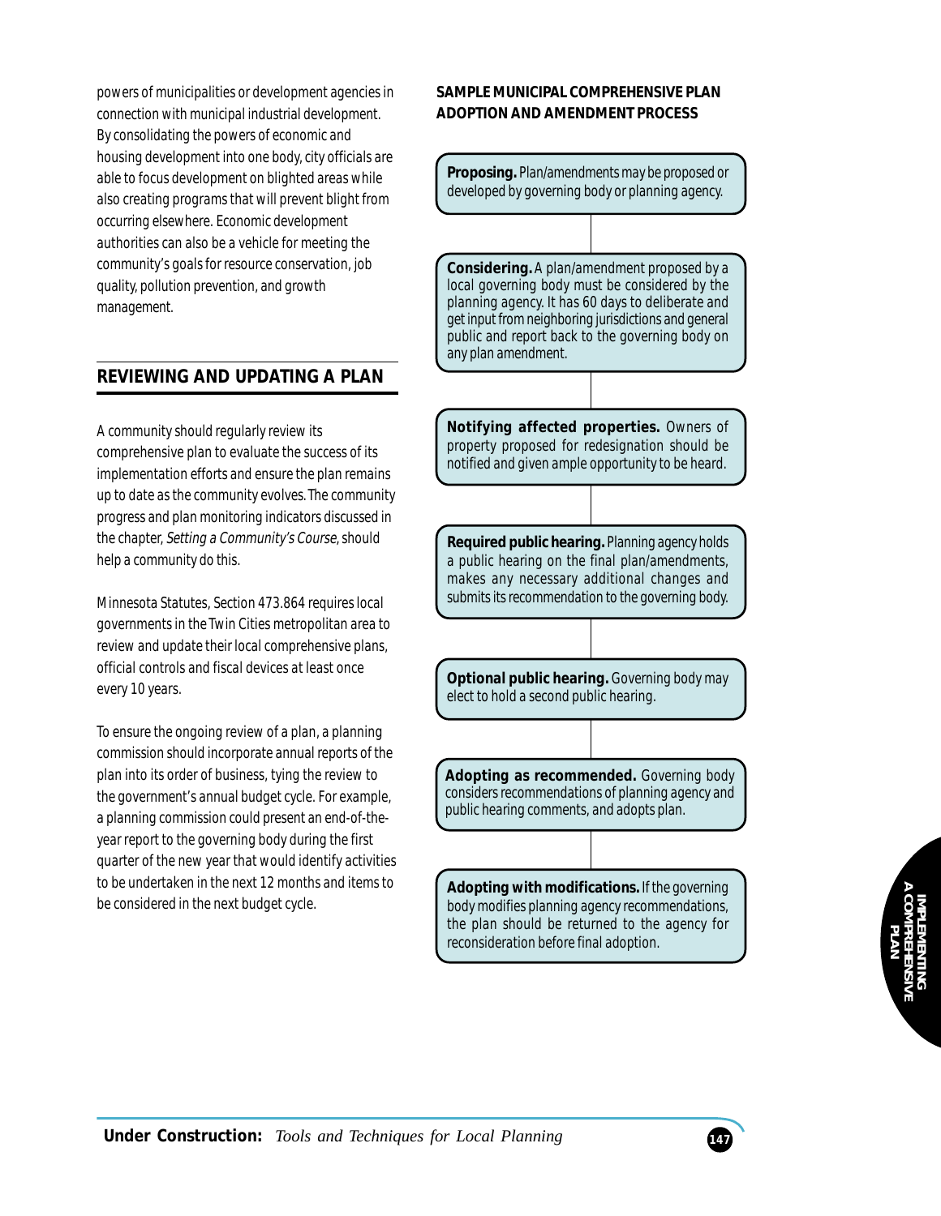powers of municipalities or development agencies in connection with municipal industrial development. By consolidating the powers of economic and housing development into one body, city officials are able to focus development on blighted areas while also creating programs that will prevent blight from occurring elsewhere. Economic development authorities can also be a vehicle for meeting the community's goals for resource conservation, job quality, pollution prevention, and growth management.

## REVIEWING AND UPDATING A PLAN

A community should regularly review its comprehensive plan to evaluate the success of its implementation efforts and ensure the plan remains up to date as the community evolves. The community progress and plan monitoring indicators discussed in the chapter, *Setting a Community's Course*, should help a community do this.

Minnesota Statutes, Section 473.864 requires local governments in the Twin Cities metropolitan area to review and update their local comprehensive plans, official controls and fiscal devices at least once every 10 years.

To ensure the ongoing review of a plan, a planning commission should incorporate annual reports of the plan into its order of business, tying the review to the government's annual budget cycle. For example, a planning commission could present an end-of-the-year report to the governing body during the first quarter of the new year that would identify activities to be undertaken in the next 12 months and items to be considered in the next budget cycle.

**SAMPLE MUNICIPAL COMPREHENSIVE PLAN ADOPTION AND AMENDMENT PROCESS**

**Proposing.** Plan/amendments may be proposed or developed by governing body or planning agency.

**Considering.** A plan/amendment proposed by a local governing body must be considered by the planning agency. It has 60 days to deliberate and get input from neighboring jurisdictions and general public and report back to the governing body on any plan amendment.

**Notifying affected properties.** Owners of property proposed for redesignation should be notified and given ample opportunity to be heard.

**Required public hearing.** Planning agency holds a public hearing on the final plan/amendments, makes any necessary additional changes and submits its recommendation to the governing body.

**Optional public hearing.** Governing body may elect to hold a second public hearing.

**Adopting as recommended.** Governing body considers recommendations of planning agency and public hearing comments, and adopts plan.

**Adopting with modifications.** If the governing body modifies planning agency recommendations, the plan should be returned to the agency for reconsideration before final adoption.